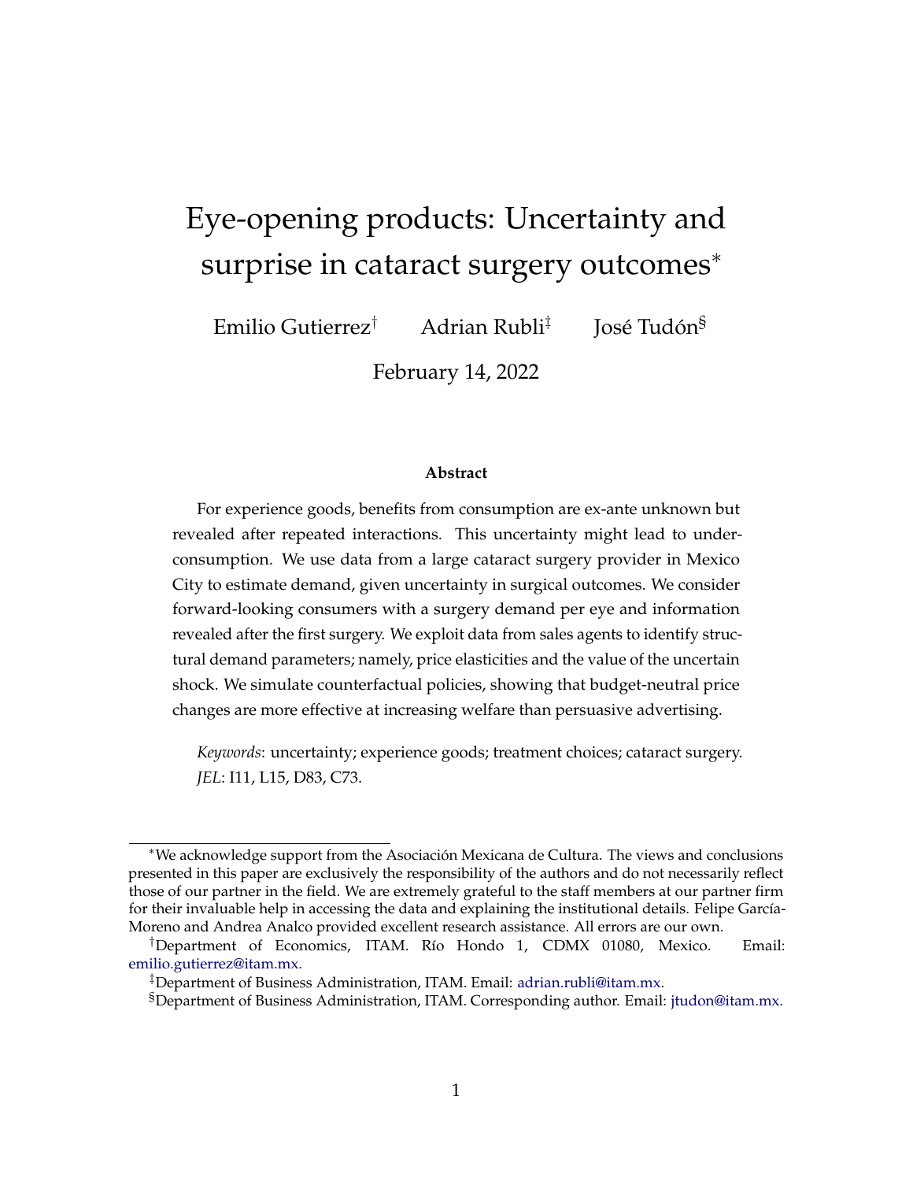# Eye-opening products: Uncertainty and surprise in cataract surgery outcomes[*]

Emilio Gutierrez[†] Adrian Rubli[‡] José Tudón[§]

February 14, 2022

### Abstract

For experience goods, benefits from consumption are ex-ante unknown but revealed after repeated interactions. This uncertainty might lead to underconsumption. We use data from a large cataract surgery provider in Mexico City to estimate demand, given uncertainty in surgical outcomes. We consider forward-looking consumers with a surgery demand per eye and information revealed after the first surgery. We exploit data from sales agents to identify structural demand parameters; namely, price elasticities and the value of the uncertain shock. We simulate counterfactual policies, showing that budget-neutral price changes are more effective at increasing welfare than persuasive advertising.

*Keywords*: uncertainty; experience goods; treatment choices; cataract surgery. *JEL*: I11, L15, D83, C73.

---

[*] We acknowledge support from the Asociación Mexicana de Cultura. The views and conclusions presented in this paper are exclusively the responsibility of the authors and do not necessarily reflect those of our partner in the field. We are extremely grateful to the staff members at our partner firm for their invaluable help in accessing the data and explaining the institutional details. Felipe García-Moreno and Andrea Analco provided excellent research assistance. All errors are our own.

[†] Department of Economics, ITAM. Río Hondo 1, CDMX 01080, Mexico. Email: emilio.gutierrez@itam.mx.

[‡] Department of Business Administration, ITAM. Email: adrian.rubli@itam.mx.

[§] Department of Business Administration, ITAM. Corresponding author. Email: jtudon@itam.mx.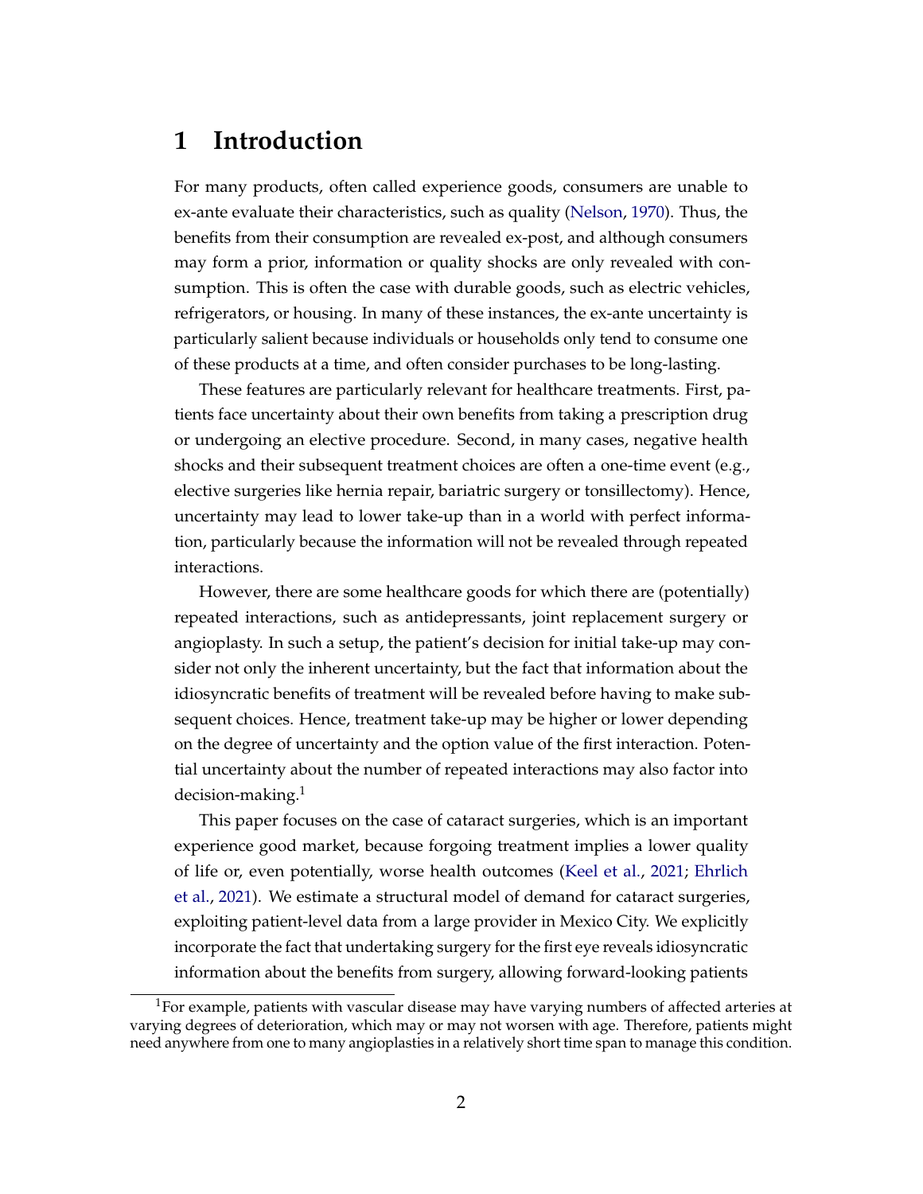# 1 Introduction

For many products, often called experience goods, consumers are unable to ex-ante evaluate their characteristics, such as quality (Nelson, 1970). Thus, the benefits from their consumption are revealed ex-post, and although consumers may form a prior, information or quality shocks are only revealed with consumption. This is often the case with durable goods, such as electric vehicles, refrigerators, or housing. In many of these instances, the ex-ante uncertainty is particularly salient because individuals or households only tend to consume one of these products at a time, and often consider purchases to be long-lasting.

These features are particularly relevant for healthcare treatments. First, patients face uncertainty about their own benefits from taking a prescription drug or undergoing an elective procedure. Second, in many cases, negative health shocks and their subsequent treatment choices are often a one-time event (e.g., elective surgeries like hernia repair, bariatric surgery or tonsillectomy). Hence, uncertainty may lead to lower take-up than in a world with perfect information, particularly because the information will not be revealed through repeated interactions.

However, there are some healthcare goods for which there are (potentially) repeated interactions, such as antidepressants, joint replacement surgery or angioplasty. In such a setup, the patient's decision for initial take-up may consider not only the inherent uncertainty, but the fact that information about the idiosyncratic benefits of treatment will be revealed before having to make subsequent choices. Hence, treatment take-up may be higher or lower depending on the degree of uncertainty and the option value of the first interaction. Potential uncertainty about the number of repeated interactions may also factor into decision-making.[1]

This paper focuses on the case of cataract surgeries, which is an important experience good market, because forgoing treatment implies a lower quality of life or, even potentially, worse health outcomes (Keel et al., 2021; Ehrlich et al., 2021). We estimate a structural model of demand for cataract surgeries, exploiting patient-level data from a large provider in Mexico City. We explicitly incorporate the fact that undertaking surgery for the first eye reveals idiosyncratic information about the benefits from surgery, allowing forward-looking patients

[1] For example, patients with vascular disease may have varying numbers of affected arteries at varying degrees of deterioration, which may or may not worsen with age. Therefore, patients might need anywhere from one to many angioplasties in a relatively short time span to manage this condition.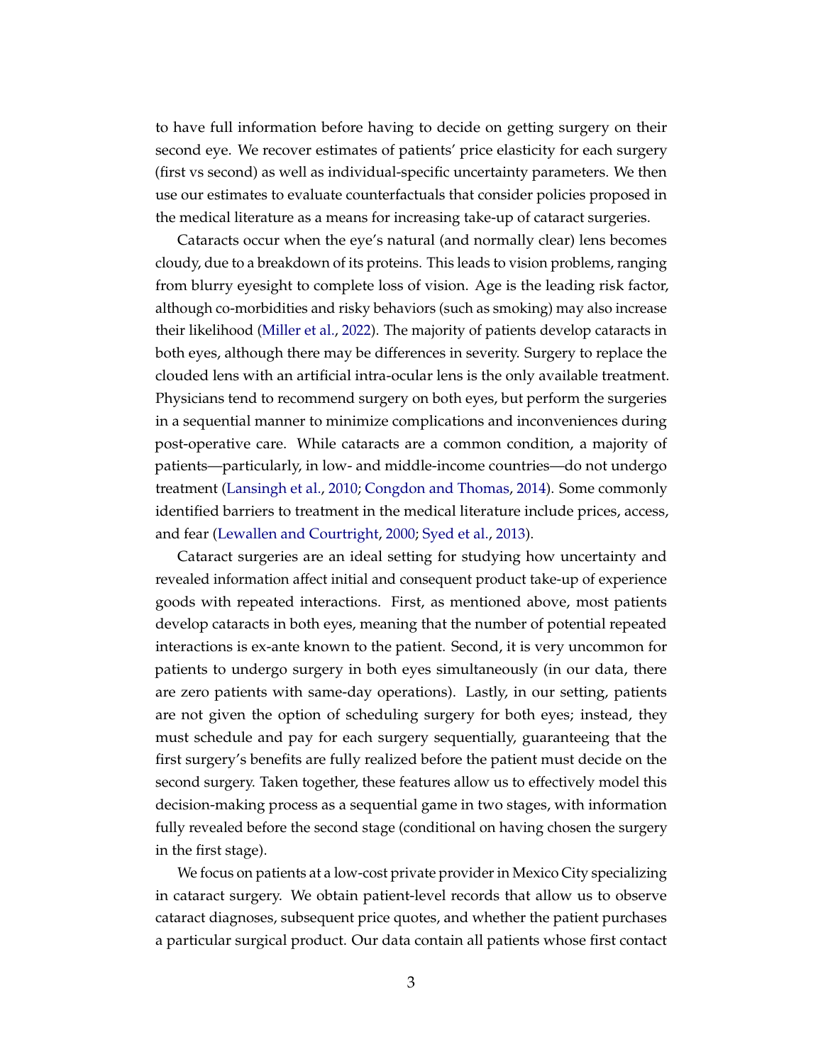to have full information before having to decide on getting surgery on their second eye. We recover estimates of patients' price elasticity for each surgery (first vs second) as well as individual-specific uncertainty parameters. We then use our estimates to evaluate counterfactuals that consider policies proposed in the medical literature as a means for increasing take-up of cataract surgeries.

Cataracts occur when the eye's natural (and normally clear) lens becomes cloudy, due to a breakdown of its proteins. This leads to vision problems, ranging from blurry eyesight to complete loss of vision. Age is the leading risk factor, although co-morbidities and risky behaviors (such as smoking) may also increase their likelihood (Miller et al., 2022). The majority of patients develop cataracts in both eyes, although there may be differences in severity. Surgery to replace the clouded lens with an artificial intra-ocular lens is the only available treatment. Physicians tend to recommend surgery on both eyes, but perform the surgeries in a sequential manner to minimize complications and inconveniences during post-operative care. While cataracts are a common condition, a majority of patients—particularly, in low- and middle-income countries—do not undergo treatment (Lansingh et al., 2010; Congdon and Thomas, 2014). Some commonly identified barriers to treatment in the medical literature include prices, access, and fear (Lewallen and Courtright, 2000; Syed et al., 2013).

Cataract surgeries are an ideal setting for studying how uncertainty and revealed information affect initial and consequent product take-up of experience goods with repeated interactions. First, as mentioned above, most patients develop cataracts in both eyes, meaning that the number of potential repeated interactions is ex-ante known to the patient. Second, it is very uncommon for patients to undergo surgery in both eyes simultaneously (in our data, there are zero patients with same-day operations). Lastly, in our setting, patients are not given the option of scheduling surgery for both eyes; instead, they must schedule and pay for each surgery sequentially, guaranteeing that the first surgery's benefits are fully realized before the patient must decide on the second surgery. Taken together, these features allow us to effectively model this decision-making process as a sequential game in two stages, with information fully revealed before the second stage (conditional on having chosen the surgery in the first stage).

We focus on patients at a low-cost private provider in Mexico City specializing in cataract surgery. We obtain patient-level records that allow us to observe cataract diagnoses, subsequent price quotes, and whether the patient purchases a particular surgical product. Our data contain all patients whose first contact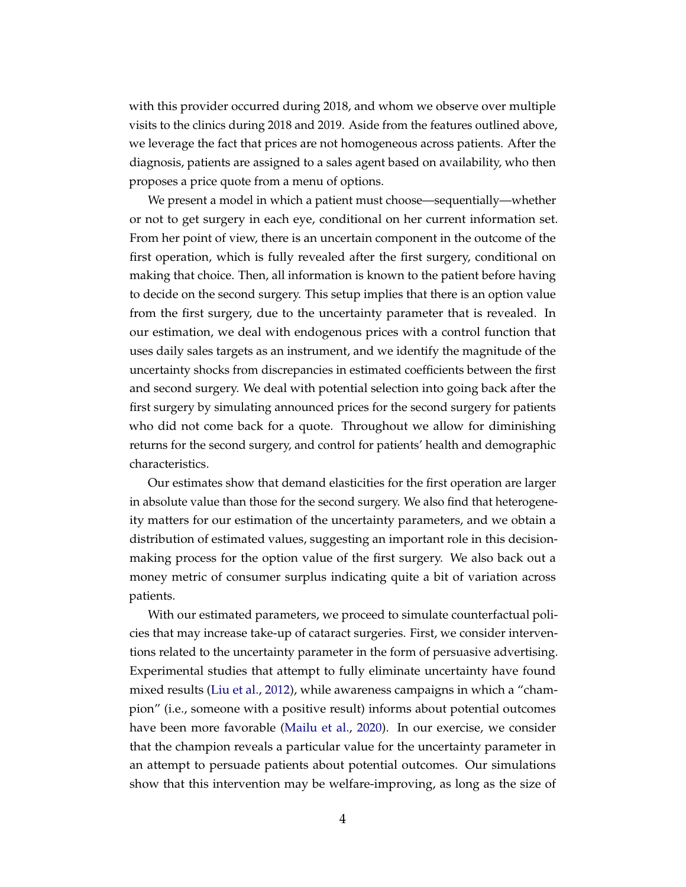with this provider occurred during 2018, and whom we observe over multiple visits to the clinics during 2018 and 2019. Aside from the features outlined above, we leverage the fact that prices are not homogeneous across patients. After the diagnosis, patients are assigned to a sales agent based on availability, who then proposes a price quote from a menu of options.

We present a model in which a patient must choose—sequentially—whether or not to get surgery in each eye, conditional on her current information set. From her point of view, there is an uncertain component in the outcome of the first operation, which is fully revealed after the first surgery, conditional on making that choice. Then, all information is known to the patient before having to decide on the second surgery. This setup implies that there is an option value from the first surgery, due to the uncertainty parameter that is revealed. In our estimation, we deal with endogenous prices with a control function that uses daily sales targets as an instrument, and we identify the magnitude of the uncertainty shocks from discrepancies in estimated coefficients between the first and second surgery. We deal with potential selection into going back after the first surgery by simulating announced prices for the second surgery for patients who did not come back for a quote. Throughout we allow for diminishing returns for the second surgery, and control for patients' health and demographic characteristics.

Our estimates show that demand elasticities for the first operation are larger in absolute value than those for the second surgery. We also find that heterogeneity matters for our estimation of the uncertainty parameters, and we obtain a distribution of estimated values, suggesting an important role in this decision-making process for the option value of the first surgery. We also back out a money metric of consumer surplus indicating quite a bit of variation across patients.

With our estimated parameters, we proceed to simulate counterfactual policies that may increase take-up of cataract surgeries. First, we consider interventions related to the uncertainty parameter in the form of persuasive advertising. Experimental studies that attempt to fully eliminate uncertainty have found mixed results (Liu et al., 2012), while awareness campaigns in which a "champion" (i.e., someone with a positive result) informs about potential outcomes have been more favorable (Mailu et al., 2020). In our exercise, we consider that the champion reveals a particular value for the uncertainty parameter in an attempt to persuade patients about potential outcomes. Our simulations show that this intervention may be welfare-improving, as long as the size of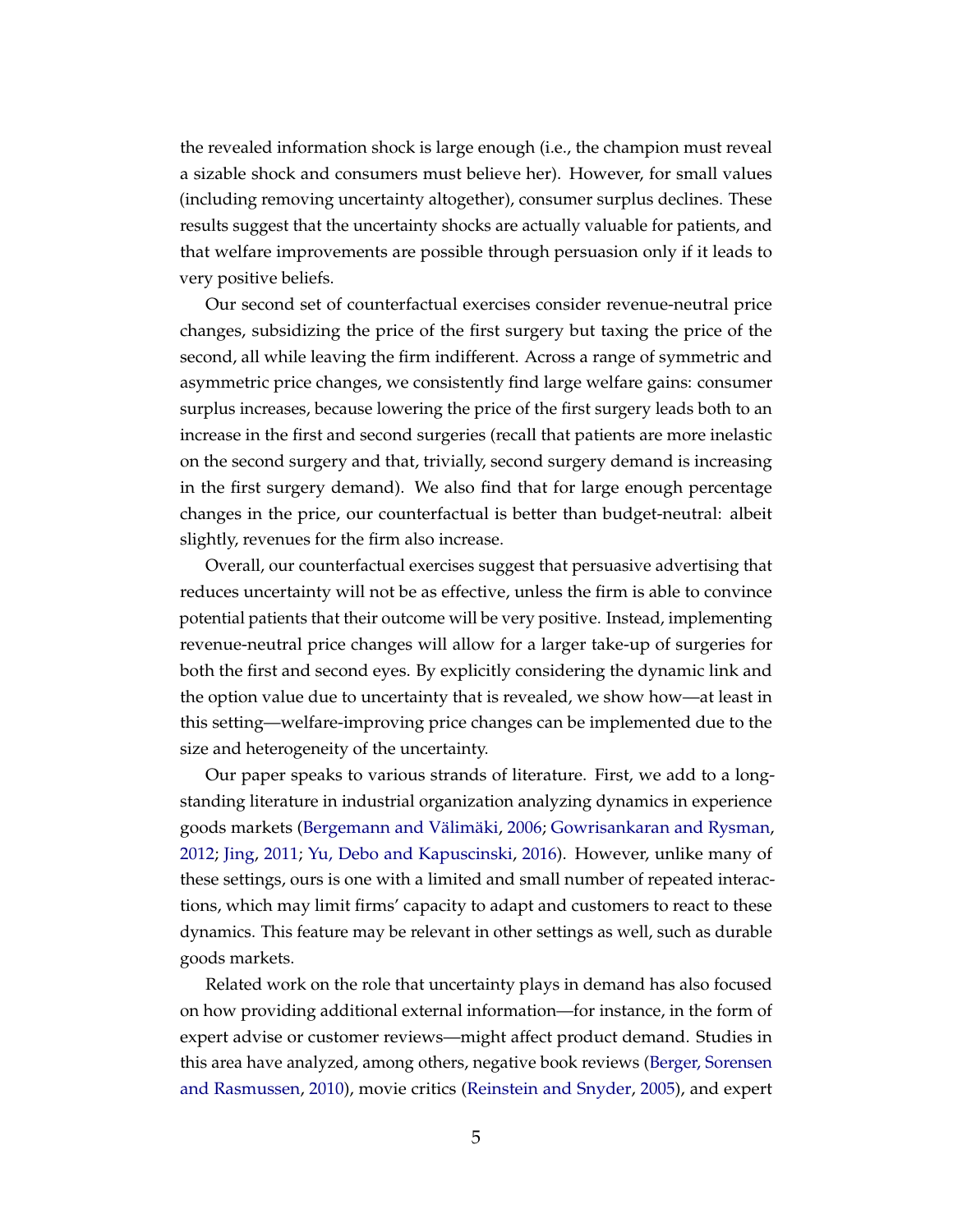the revealed information shock is large enough (i.e., the champion must reveal a sizable shock and consumers must believe her). However, for small values (including removing uncertainty altogether), consumer surplus declines. These results suggest that the uncertainty shocks are actually valuable for patients, and that welfare improvements are possible through persuasion only if it leads to very positive beliefs.

Our second set of counterfactual exercises consider revenue-neutral price changes, subsidizing the price of the first surgery but taxing the price of the second, all while leaving the firm indifferent. Across a range of symmetric and asymmetric price changes, we consistently find large welfare gains: consumer surplus increases, because lowering the price of the first surgery leads both to an increase in the first and second surgeries (recall that patients are more inelastic on the second surgery and that, trivially, second surgery demand is increasing in the first surgery demand). We also find that for large enough percentage changes in the price, our counterfactual is better than budget-neutral: albeit slightly, revenues for the firm also increase.

Overall, our counterfactual exercises suggest that persuasive advertising that reduces uncertainty will not be as effective, unless the firm is able to convince potential patients that their outcome will be very positive. Instead, implementing revenue-neutral price changes will allow for a larger take-up of surgeries for both the first and second eyes. By explicitly considering the dynamic link and the option value due to uncertainty that is revealed, we show how—at least in this setting—welfare-improving price changes can be implemented due to the size and heterogeneity of the uncertainty.

Our paper speaks to various strands of literature. First, we add to a long-standing literature in industrial organization analyzing dynamics in experience goods markets (Bergemann and Välimäki, 2006; Gowrisankaran and Rysman, 2012; Jing, 2011; Yu, Debo and Kapuscinski, 2016). However, unlike many of these settings, ours is one with a limited and small number of repeated interactions, which may limit firms' capacity to adapt and customers to react to these dynamics. This feature may be relevant in other settings as well, such as durable goods markets.

Related work on the role that uncertainty plays in demand has also focused on how providing additional external information—for instance, in the form of expert advise or customer reviews—might affect product demand. Studies in this area have analyzed, among others, negative book reviews (Berger, Sorensen and Rasmussen, 2010), movie critics (Reinstein and Snyder, 2005), and expert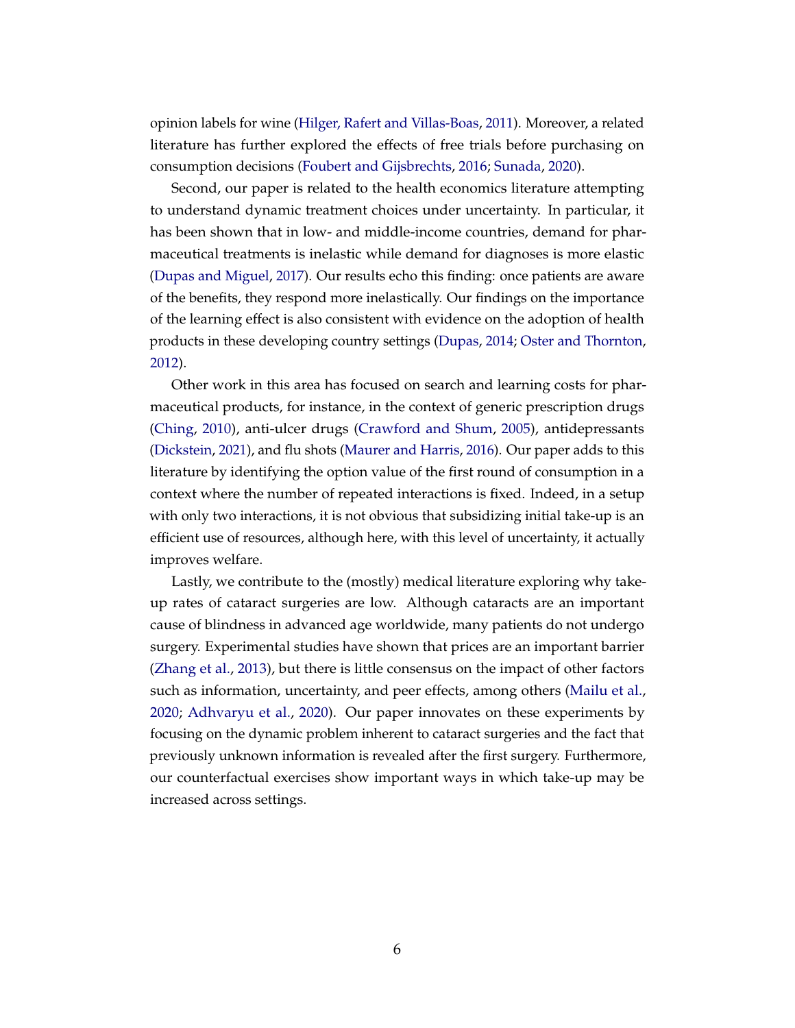opinion labels for wine (Hilger, Rafert and Villas-Boas, 2011). Moreover, a related literature has further explored the effects of free trials before purchasing on consumption decisions (Foubert and Gijsbrechts, 2016; Sunada, 2020).

Second, our paper is related to the health economics literature attempting to understand dynamic treatment choices under uncertainty. In particular, it has been shown that in low- and middle-income countries, demand for pharmaceutical treatments is inelastic while demand for diagnoses is more elastic (Dupas and Miguel, 2017). Our results echo this finding: once patients are aware of the benefits, they respond more inelastically. Our findings on the importance of the learning effect is also consistent with evidence on the adoption of health products in these developing country settings (Dupas, 2014; Oster and Thornton, 2012).

Other work in this area has focused on search and learning costs for pharmaceutical products, for instance, in the context of generic prescription drugs (Ching, 2010), anti-ulcer drugs (Crawford and Shum, 2005), antidepressants (Dickstein, 2021), and flu shots (Maurer and Harris, 2016). Our paper adds to this literature by identifying the option value of the first round of consumption in a context where the number of repeated interactions is fixed. Indeed, in a setup with only two interactions, it is not obvious that subsidizing initial take-up is an efficient use of resources, although here, with this level of uncertainty, it actually improves welfare.

Lastly, we contribute to the (mostly) medical literature exploring why take-up rates of cataract surgeries are low. Although cataracts are an important cause of blindness in advanced age worldwide, many patients do not undergo surgery. Experimental studies have shown that prices are an important barrier (Zhang et al., 2013), but there is little consensus on the impact of other factors such as information, uncertainty, and peer effects, among others (Mailu et al., 2020; Adhvaryu et al., 2020). Our paper innovates on these experiments by focusing on the dynamic problem inherent to cataract surgeries and the fact that previously unknown information is revealed after the first surgery. Furthermore, our counterfactual exercises show important ways in which take-up may be increased across settings.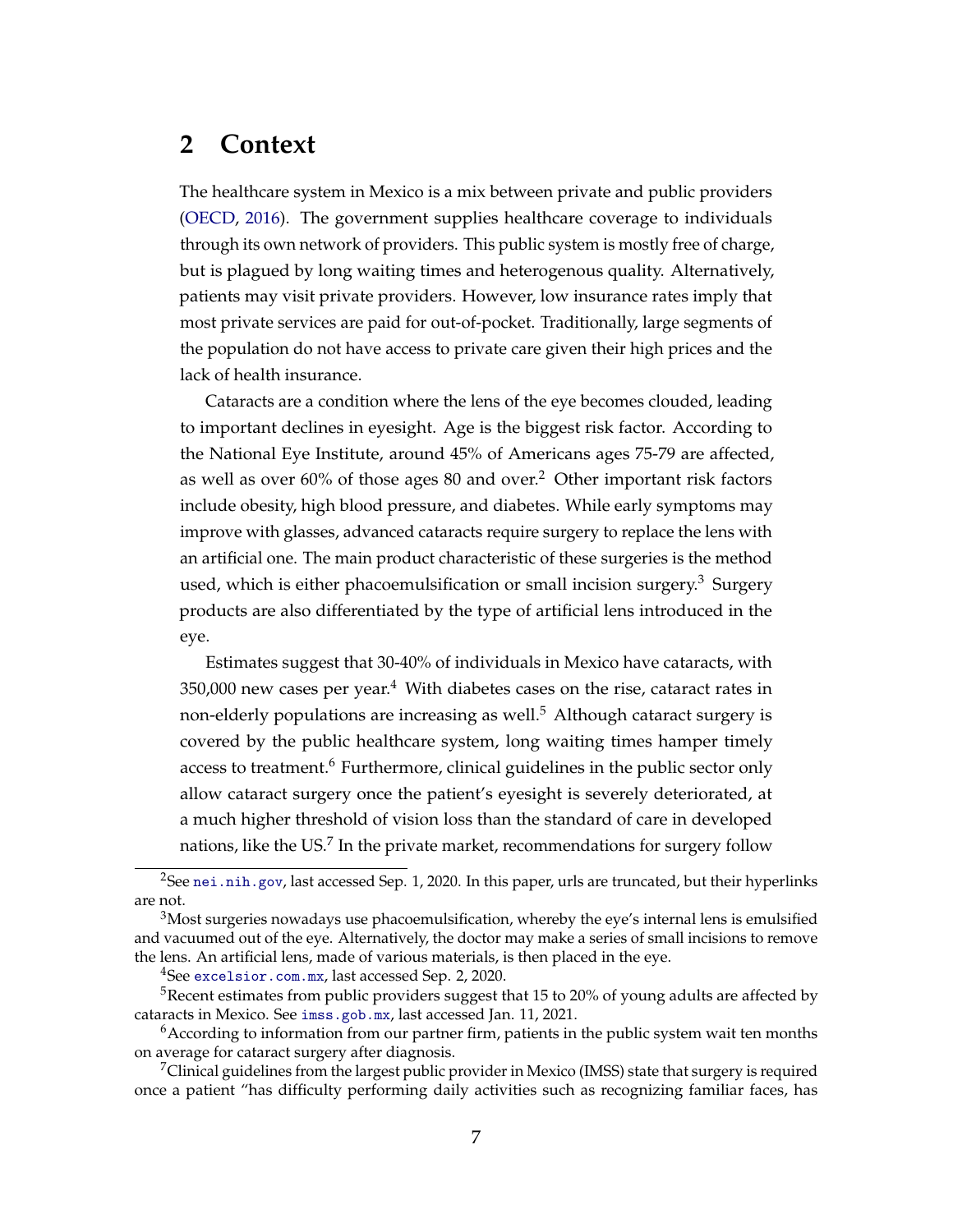## 2 Context

The healthcare system in Mexico is a mix between private and public providers (OECD, 2016). The government supplies healthcare coverage to individuals through its own network of providers. This public system is mostly free of charge, but is plagued by long waiting times and heterogenous quality. Alternatively, patients may visit private providers. However, low insurance rates imply that most private services are paid for out-of-pocket. Traditionally, large segments of the population do not have access to private care given their high prices and the lack of health insurance.

Cataracts are a condition where the lens of the eye becomes clouded, leading to important declines in eyesight. Age is the biggest risk factor. According to the National Eye Institute, around 45% of Americans ages 75-79 are affected, as well as over 60% of those ages 80 and over.[2] Other important risk factors include obesity, high blood pressure, and diabetes. While early symptoms may improve with glasses, advanced cataracts require surgery to replace the lens with an artificial one. The main product characteristic of these surgeries is the method used, which is either phacoemulsification or small incision surgery.[3] Surgery products are also differentiated by the type of artificial lens introduced in the eye.

Estimates suggest that 30-40% of individuals in Mexico have cataracts, with 350,000 new cases per year.[4] With diabetes cases on the rise, cataract rates in non-elderly populations are increasing as well.[5] Although cataract surgery is covered by the public healthcare system, long waiting times hamper timely access to treatment.[6] Furthermore, clinical guidelines in the public sector only allow cataract surgery once the patient's eyesight is severely deteriorated, at a much higher threshold of vision loss than the standard of care in developed nations, like the US.[7] In the private market, recommendations for surgery follow

[2] See nei.nih.gov, last accessed Sep. 1, 2020. In this paper, urls are truncated, but their hyperlinks are not.

[3] Most surgeries nowadays use phacoemulsification, whereby the eye's internal lens is emulsified and vacuumed out of the eye. Alternatively, the doctor may make a series of small incisions to remove the lens. An artificial lens, made of various materials, is then placed in the eye.

[4] See excelsior.com.mx, last accessed Sep. 2, 2020.

[5] Recent estimates from public providers suggest that 15 to 20% of young adults are affected by cataracts in Mexico. See imss.gob.mx, last accessed Jan. 11, 2021.

[6] According to information from our partner firm, patients in the public system wait ten months on average for cataract surgery after diagnosis.

[7] Clinical guidelines from the largest public provider in Mexico (IMSS) state that surgery is required once a patient "has difficulty performing daily activities such as recognizing familiar faces, has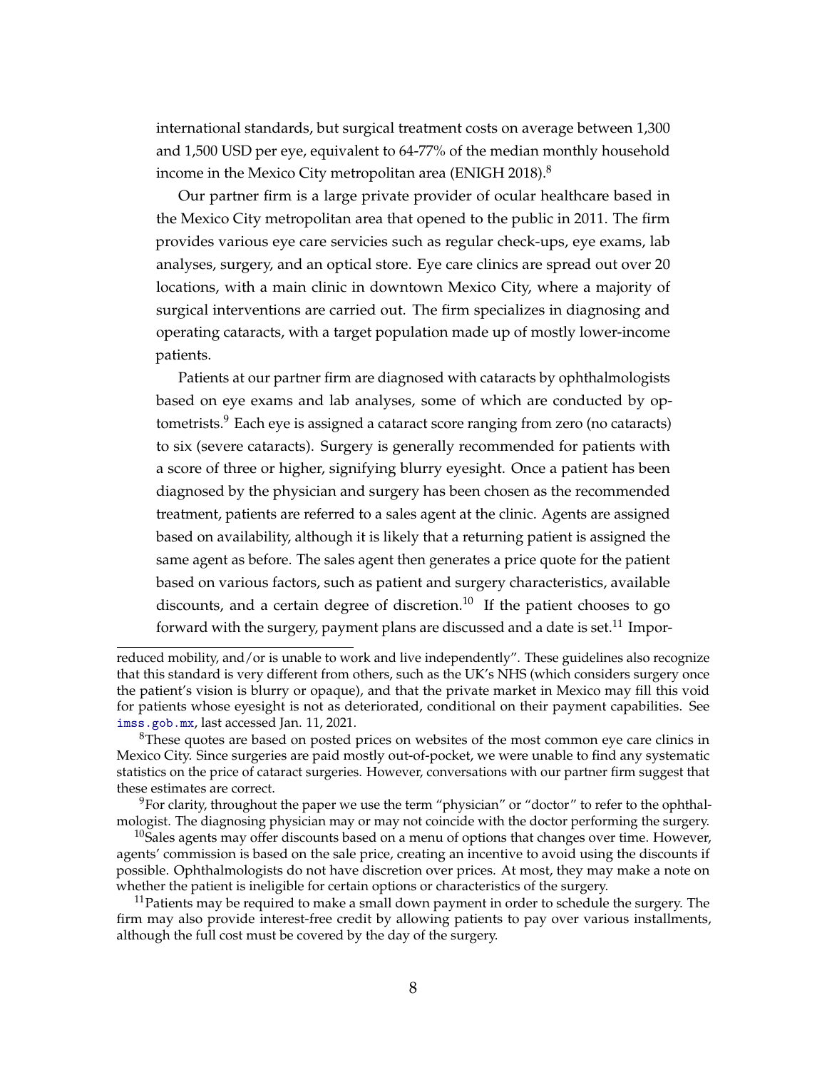international standards, but surgical treatment costs on average between 1,300 and 1,500 USD per eye, equivalent to 64-77% of the median monthly household income in the Mexico City metropolitan area (ENIGH 2018).[8]

Our partner firm is a large private provider of ocular healthcare based in the Mexico City metropolitan area that opened to the public in 2011. The firm provides various eye care servicies such as regular check-ups, eye exams, lab analyses, surgery, and an optical store. Eye care clinics are spread out over 20 locations, with a main clinic in downtown Mexico City, where a majority of surgical interventions are carried out. The firm specializes in diagnosing and operating cataracts, with a target population made up of mostly lower-income patients.

Patients at our partner firm are diagnosed with cataracts by ophthalmologists based on eye exams and lab analyses, some of which are conducted by optometrists.[9] Each eye is assigned a cataract score ranging from zero (no cataracts) to six (severe cataracts). Surgery is generally recommended for patients with a score of three or higher, signifying blurry eyesight. Once a patient has been diagnosed by the physician and surgery has been chosen as the recommended treatment, patients are referred to a sales agent at the clinic. Agents are assigned based on availability, although it is likely that a returning patient is assigned the same agent as before. The sales agent then generates a price quote for the patient based on various factors, such as patient and surgery characteristics, available discounts, and a certain degree of discretion.[10] If the patient chooses to go forward with the surgery, payment plans are discussed and a date is set.[11] Impor-

---

reduced mobility, and/or is unable to work and live independently". These guidelines also recognize that this standard is very different from others, such as the UK's NHS (which considers surgery once the patient's vision is blurry or opaque), and that the private market in Mexico may fill this void for patients whose eyesight is not as deteriorated, conditional on their payment capabilities. See imss.gob.mx, last accessed Jan. 11, 2021.

[8] These quotes are based on posted prices on websites of the most common eye care clinics in Mexico City. Since surgeries are paid mostly out-of-pocket, we were unable to find any systematic statistics on the price of cataract surgeries. However, conversations with our partner firm suggest that these estimates are correct.

[9] For clarity, throughout the paper we use the term "physician" or "doctor" to refer to the ophthalmologist. The diagnosing physician may or may not coincide with the doctor performing the surgery.

[10] Sales agents may offer discounts based on a menu of options that changes over time. However, agents' commission is based on the sale price, creating an incentive to avoid using the discounts if possible. Ophthalmologists do not have discretion over prices. At most, they may make a note on whether the patient is ineligible for certain options or characteristics of the surgery.

[11] Patients may be required to make a small down payment in order to schedule the surgery. The firm may also provide interest-free credit by allowing patients to pay over various installments, although the full cost must be covered by the day of the surgery.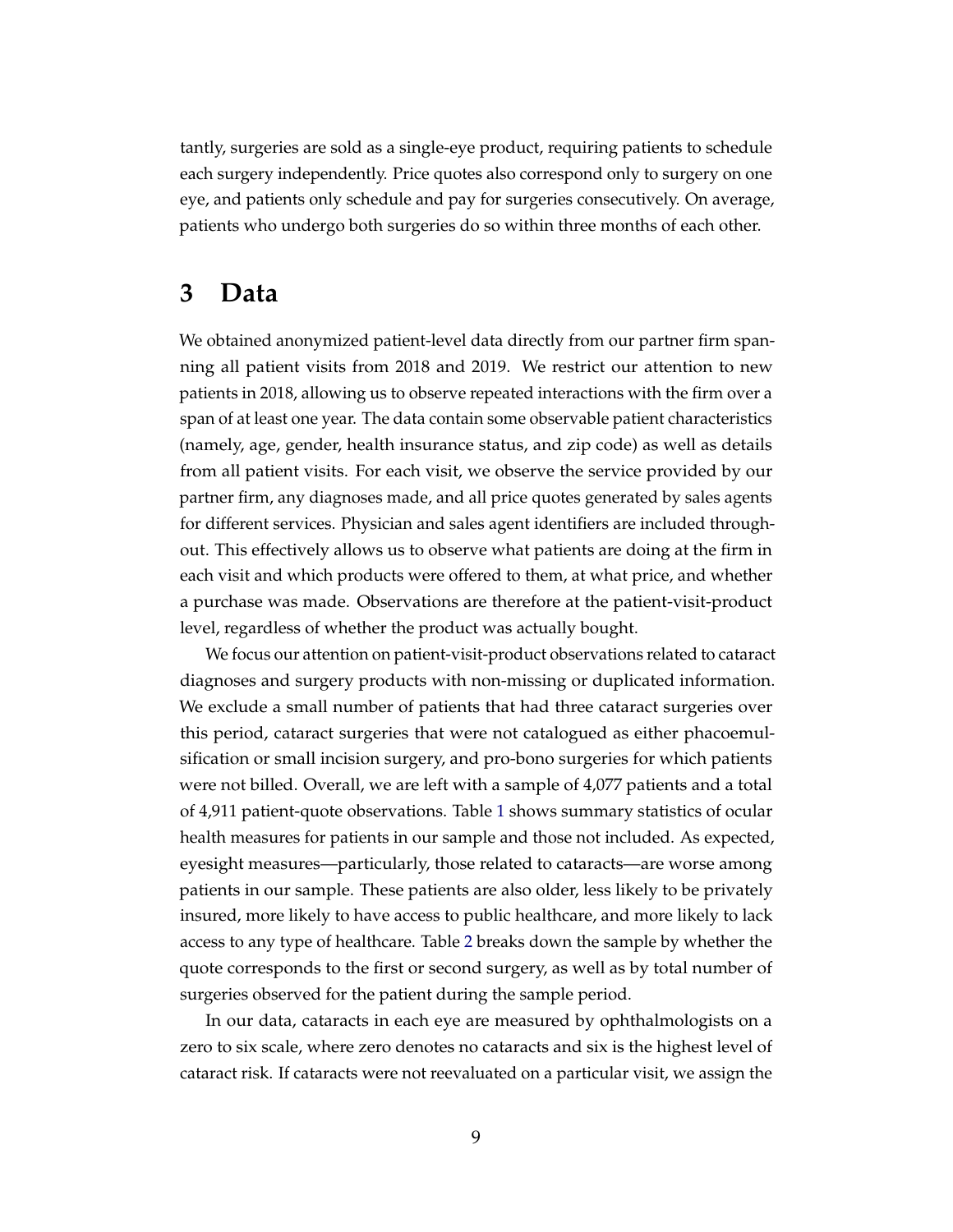tantly, surgeries are sold as a single-eye product, requiring patients to schedule each surgery independently. Price quotes also correspond only to surgery on one eye, and patients only schedule and pay for surgeries consecutively. On average, patients who undergo both surgeries do so within three months of each other.

# 3 Data

We obtained anonymized patient-level data directly from our partner firm spanning all patient visits from 2018 and 2019. We restrict our attention to new patients in 2018, allowing us to observe repeated interactions with the firm over a span of at least one year. The data contain some observable patient characteristics (namely, age, gender, health insurance status, and zip code) as well as details from all patient visits. For each visit, we observe the service provided by our partner firm, any diagnoses made, and all price quotes generated by sales agents for different services. Physician and sales agent identifiers are included throughout. This effectively allows us to observe what patients are doing at the firm in each visit and which products were offered to them, at what price, and whether a purchase was made. Observations are therefore at the patient-visit-product level, regardless of whether the product was actually bought.

We focus our attention on patient-visit-product observations related to cataract diagnoses and surgery products with non-missing or duplicated information. We exclude a small number of patients that had three cataract surgeries over this period, cataract surgeries that were not catalogued as either phacoemulsification or small incision surgery, and pro-bono surgeries for which patients were not billed. Overall, we are left with a sample of 4,077 patients and a total of 4,911 patient-quote observations. Table 1 shows summary statistics of ocular health measures for patients in our sample and those not included. As expected, eyesight measures—particularly, those related to cataracts—are worse among patients in our sample. These patients are also older, less likely to be privately insured, more likely to have access to public healthcare, and more likely to lack access to any type of healthcare. Table 2 breaks down the sample by whether the quote corresponds to the first or second surgery, as well as by total number of surgeries observed for the patient during the sample period.

In our data, cataracts in each eye are measured by ophthalmologists on a zero to six scale, where zero denotes no cataracts and six is the highest level of cataract risk. If cataracts were not reevaluated on a particular visit, we assign the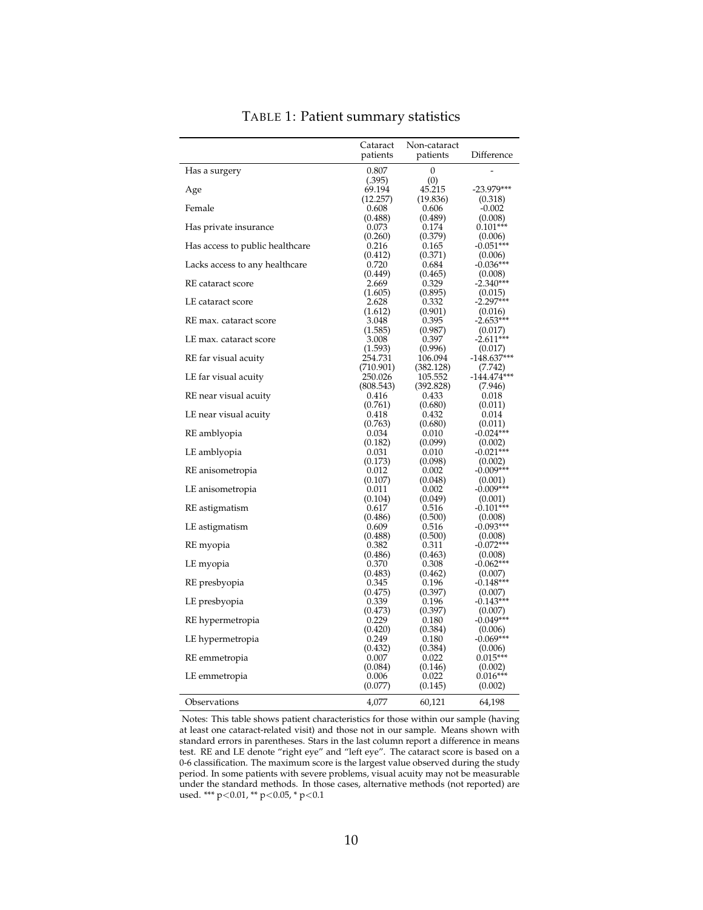# TABLE 1: Patient summary statistics

| | Cataract patients | Non-cataract patients | Difference |
|---|---|---|---|
| Has a surgery | 0.807 | 0 | - |
| | (.395) | (0) | |
| Age | 69.194 | 45.215 | -23.979*** |
| | (12.257) | (19.836) | (0.318) |
| Female | 0.608 | 0.606 | -0.002 |
| | (0.488) | (0.489) | (0.008) |
| Has private insurance | 0.073 | 0.174 | 0.101*** |
| | (0.260) | (0.379) | (0.006) |
| Has access to public healthcare | 0.216 | 0.165 | -0.051*** |
| | (0.412) | (0.371) | (0.006) |
| Lacks access to any healthcare | 0.720 | 0.684 | -0.036*** |
| | (0.449) | (0.465) | (0.008) |
| RE cataract score | 2.669 | 0.329 | -2.340*** |
| | (1.605) | (0.895) | (0.015) |
| LE cataract score | 2.628 | 0.332 | -2.297*** |
| | (1.612) | (0.901) | (0.016) |
| RE max. cataract score | 3.048 | 0.395 | -2.653*** |
| | (1.585) | (0.987) | (0.017) |
| LE max. cataract score | 3.008 | 0.397 | -2.611*** |
| | (1.593) | (0.996) | (0.017) |
| RE far visual acuity | 254.731 | 106.094 | -148.637*** |
| | (710.901) | (382.128) | (7.742) |
| LE far visual acuity | 250.026 | 105.552 | -144.474*** |
| | (808.543) | (392.828) | (7.946) |
| RE near visual acuity | 0.416 | 0.433 | 0.018 |
| | (0.761) | (0.680) | (0.011) |
| LE near visual acuity | 0.418 | 0.432 | 0.014 |
| | (0.763) | (0.680) | (0.011) |
| RE amblyopia | 0.034 | 0.010 | -0.024*** |
| | (0.182) | (0.099) | (0.002) |
| LE amblyopia | 0.031 | 0.010 | -0.021*** |
| | (0.173) | (0.098) | (0.002) |
| RE anisometropia | 0.012 | 0.002 | -0.009*** |
| | (0.107) | (0.048) | (0.001) |
| LE anisometropia | 0.011 | 0.002 | -0.009*** |
| | (0.104) | (0.049) | (0.001) |
| RE astigmatism | 0.617 | 0.516 | -0.101*** |
| | (0.486) | (0.500) | (0.008) |
| LE astigmatism | 0.609 | 0.516 | -0.093*** |
| | (0.488) | (0.500) | (0.008) |
| RE myopia | 0.382 | 0.311 | -0.072*** |
| | (0.486) | (0.463) | (0.008) |
| LE myopia | 0.370 | 0.308 | -0.062*** |
| | (0.483) | (0.462) | (0.007) |
| RE presbyopia | 0.345 | 0.196 | -0.148*** |
| | (0.475) | (0.397) | (0.007) |
| LE presbyopia | 0.339 | 0.196 | -0.143*** |
| | (0.473) | (0.397) | (0.007) |
| RE hypermetropia | 0.229 | 0.180 | -0.049*** |
| | (0.420) | (0.384) | (0.006) |
| LE hypermetropia | 0.249 | 0.180 | -0.069*** |
| | (0.432) | (0.384) | (0.006) |
| RE emmetropia | 0.007 | 0.022 | 0.015*** |
| | (0.084) | (0.146) | (0.002) |
| LE emmetropia | 0.006 | 0.022 | 0.016*** |
| | (0.077) | (0.145) | (0.002) |
| Observations | 4,077 | 60,121 | 64,198 |

Notes: This table shows patient characteristics for those within our sample (having at least one cataract-related visit) and those not in our sample. Means shown with standard errors in parentheses. Stars in the last column report a difference in means test. RE and LE denote "right eye" and "left eye". The cataract score is based on a 0-6 classification. The maximum score is the largest value observed during the study period. In some patients with severe problems, visual acuity may not be measurable under the standard methods. In those cases, alternative methods (not reported) are used. *** $p<0.01$, ** $p<0.05$, * $p<0.1$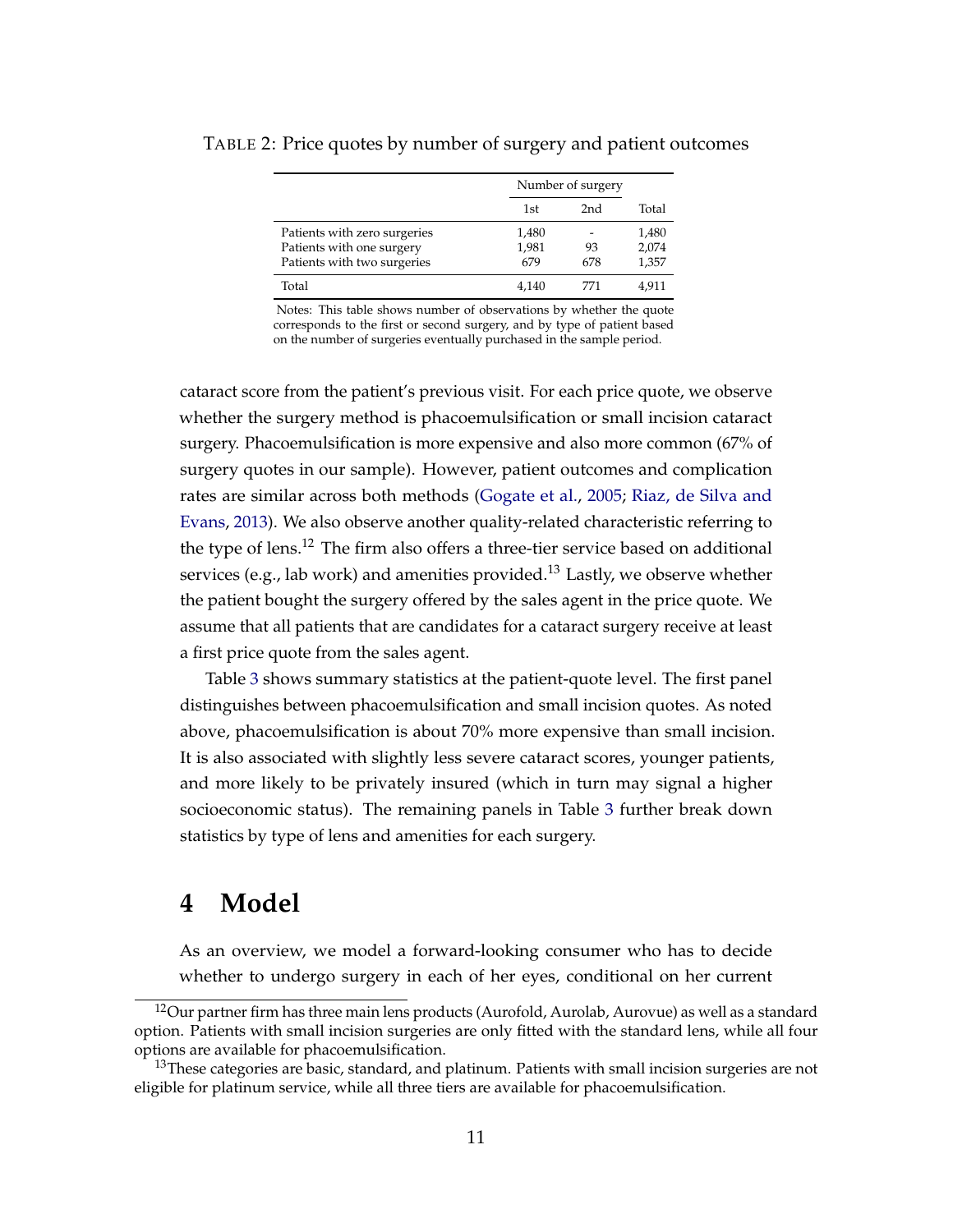TABLE 2: Price quotes by number of surgery and patient outcomes

| | Number of surgery | | |
|---|---|---|---|
| | 1st | 2nd | Total |
| Patients with zero surgeries | 1,480 | - | 1,480 |
| Patients with one surgery | 1,981 | 93 | 2,074 |
| Patients with two surgeries | 679 | 678 | 1,357 |
| Total | 4,140 | 771 | 4,911 |

Notes: This table shows number of observations by whether the quote corresponds to the first or second surgery, and by type of patient based on the number of surgeries eventually purchased in the sample period.

cataract score from the patient's previous visit. For each price quote, we observe whether the surgery method is phacoemulsification or small incision cataract surgery. Phacoemulsification is more expensive and also more common (67% of surgery quotes in our sample). However, patient outcomes and complication rates are similar across both methods (Gogate et al., 2005; Riaz, de Silva and Evans, 2013). We also observe another quality-related characteristic referring to the type of lens.[12] The firm also offers a three-tier service based on additional services (e.g., lab work) and amenities provided.[13] Lastly, we observe whether the patient bought the surgery offered by the sales agent in the price quote. We assume that all patients that are candidates for a cataract surgery receive at least a first price quote from the sales agent.

Table 3 shows summary statistics at the patient-quote level. The first panel distinguishes between phacoemulsification and small incision quotes. As noted above, phacoemulsification is about 70% more expensive than small incision. It is also associated with slightly less severe cataract scores, younger patients, and more likely to be privately insured (which in turn may signal a higher socioeconomic status). The remaining panels in Table 3 further break down statistics by type of lens and amenities for each surgery.

# 4 Model

As an overview, we model a forward-looking consumer who has to decide whether to undergo surgery in each of her eyes, conditional on her current

[12] Our partner firm has three main lens products (Aurofold, Aurolab, Aurovue) as well as a standard option. Patients with small incision surgeries are only fitted with the standard lens, while all four options are available for phacoemulsification.

[13] These categories are basic, standard, and platinum. Patients with small incision surgeries are not eligible for platinum service, while all three tiers are available for phacoemulsification.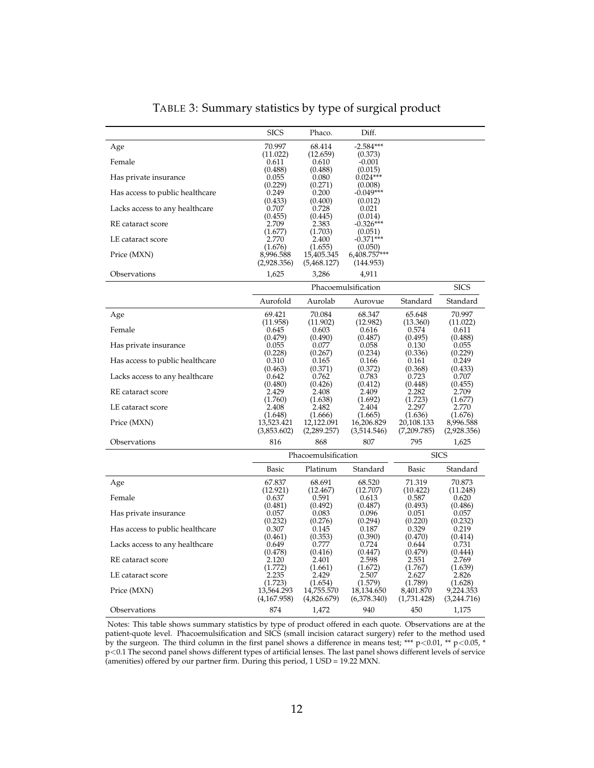# TABLE 3: Summary statistics by type of surgical product

| | SICS | Phaco. | Diff. |
|---|---|---|---|
| Age | 70.997 | 68.414 | -2.584*** |
| | (11.022) | (12.659) | (0.373) |
| Female | 0.611 | 0.610 | -0.001 |
| | (0.488) | (0.488) | (0.015) |
| Has private insurance | 0.055 | 0.080 | 0.024*** |
| | (0.229) | (0.271) | (0.008) |
| Has access to public healthcare | 0.249 | 0.200 | -0.049*** |
| | (0.433) | (0.400) | (0.012) |
| Lacks access to any healthcare | 0.707 | 0.728 | 0.021 |
| | (0.455) | (0.445) | (0.014) |
| RE cataract score | 2.709 | 2.383 | -0.326*** |
| | (1.677) | (1.703) | (0.051) |
| LE cataract score | 2.770 | 2.400 | -0.371*** |
| | (1.676) | (1.655) | (0.050) |
| Price (MXN) | 8,996.588 | 15,405.345 | 6,408.757*** |
| | (2,928.356) | (5,468.127) | (144.953) |
| Observations | 1,625 | 3,286 | 4,911 |

| | Phacoemulsification | | | | SICS |
|---|---|---|---|---|---|
| | Aurofold | Aurolab | Aurovue | Standard | Standard |
| Age | 69.421 | 70.084 | 68.347 | 65.648 | 70.997 |
| | (11.958) | (11.902) | (12.982) | (13.360) | (11.022) |
| Female | 0.645 | 0.603 | 0.616 | 0.574 | 0.611 |
| | (0.479) | (0.490) | (0.487) | (0.495) | (0.488) |
| Has private insurance | 0.055 | 0.077 | 0.058 | 0.130 | 0.055 |
| | (0.228) | (0.267) | (0.234) | (0.336) | (0.229) |
| Has access to public healthcare | 0.310 | 0.165 | 0.166 | 0.161 | 0.249 |
| | (0.463) | (0.371) | (0.372) | (0.368) | (0.433) |
| Lacks access to any healthcare | 0.642 | 0.762 | 0.783 | 0.723 | 0.707 |
| | (0.480) | (0.426) | (0.412) | (0.448) | (0.455) |
| RE cataract score | 2.429 | 2.408 | 2.409 | 2.282 | 2.709 |
| | (1.760) | (1.638) | (1.692) | (1.723) | (1.677) |
| LE cataract score | 2.408 | 2.482 | 2.404 | 2.297 | 2.770 |
| | (1.648) | (1.666) | (1.665) | (1.636) | (1.676) |
| Price (MXN) | 13,523.421 | 12,122.091 | 16,206.829 | 20,108.133 | 8,996.588 |
| | (3,853.602) | (2,289.257) | (3,514.546) | (7,209.785) | (2,928.356) |
| Observations | 816 | 868 | 807 | 795 | 1,625 |

| | Phacoemulsification | | | SICS | |
|---|---|---|---|---|---|
| | Basic | Platinum | Standard | Basic | Standard |
| Age | 67.837 | 68.691 | 68.520 | 71.319 | 70.873 |
| | (12.921) | (12.467) | (12.707) | (10.422) | (11.248) |
| Female | 0.637 | 0.591 | 0.613 | 0.587 | 0.620 |
| | (0.481) | (0.492) | (0.487) | (0.493) | (0.486) |
| Has private insurance | 0.057 | 0.083 | 0.096 | 0.051 | 0.057 |
| | (0.232) | (0.276) | (0.294) | (0.220) | (0.232) |
| Has access to public healthcare | 0.307 | 0.145 | 0.187 | 0.329 | 0.219 |
| | (0.461) | (0.353) | (0.390) | (0.470) | (0.414) |
| Lacks access to any healthcare | 0.649 | 0.777 | 0.724 | 0.644 | 0.731 |
| | (0.478) | (0.416) | (0.447) | (0.479) | (0.444) |
| RE cataract score | 2.120 | 2.401 | 2.598 | 2.551 | 2.769 |
| | (1.772) | (1.661) | (1.672) | (1.767) | (1.639) |
| LE cataract score | 2.235 | 2.429 | 2.507 | 2.627 | 2.826 |
| | (1.723) | (1.654) | (1.579) | (1.789) | (1.628) |
| Price (MXN) | 13,564.293 | 14,755.570 | 18,134.650 | 8,401.870 | 9,224.353 |
| | (4,167.958) | (4,826.679) | (6,378.340) | (1,731.428) | (3,244.716) |
| Observations | 874 | 1,472 | 940 | 450 | 1,175 |

Notes: This table shows summary statistics by type of product offered in each quote. Observations are at the patient-quote level. Phacoemulsification and SICS (small incision cataract surgery) refer to the method used by the surgeon. The third column in the first panel shows a difference in means test; *** $p<0.01$, ** $p<0.05$, * $p<0.1$ The second panel shows different types of artificial lenses. The last panel shows different levels of service (amenities) offered by our partner firm. During this period, 1 USD = 19.22 MXN.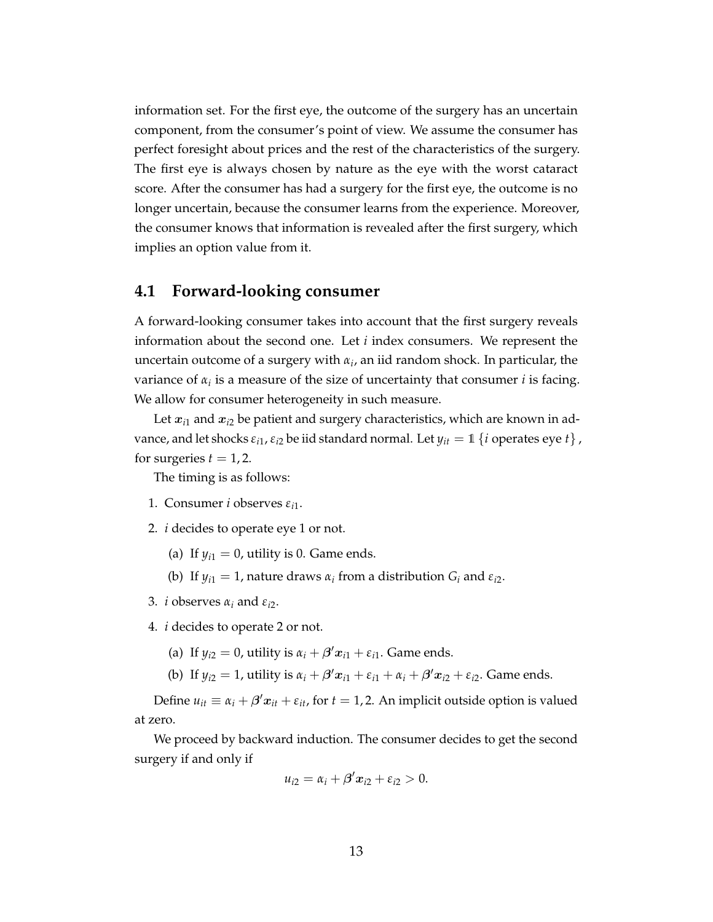information set. For the first eye, the outcome of the surgery has an uncertain component, from the consumer's point of view. We assume the consumer has perfect foresight about prices and the rest of the characteristics of the surgery. The first eye is always chosen by nature as the eye with the worst cataract score. After the consumer has had a surgery for the first eye, the outcome is no longer uncertain, because the consumer learns from the experience. Moreover, the consumer knows that information is revealed after the first surgery, which implies an option value from it.

## 4.1 Forward-looking consumer

A forward-looking consumer takes into account that the first surgery reveals information about the second one. Let $i$ index consumers. We represent the uncertain outcome of a surgery with $\alpha_i$, an iid random shock. In particular, the variance of $\alpha_i$ is a measure of the size of uncertainty that consumer $i$ is facing. We allow for consumer heterogeneity in such measure.

Let $\boldsymbol{x}_{i1}$ and $\boldsymbol{x}_{i2}$ be patient and surgery characteristics, which are known in advance, and let shocks $\varepsilon_{i1}, \varepsilon_{i2}$ be iid standard normal. Let $y_{it} = \mathbb{1}\{i \text{ operates eye } t\}$, for surgeries $t = 1, 2$.

The timing is as follows:

1. Consumer $i$ observes $\varepsilon_{i1}$.
2. $i$ decides to operate eye 1 or not.
   (a) If $y_{i1} = 0$, utility is 0. Game ends.
   (b) If $y_{i1} = 1$, nature draws $\alpha_i$ from a distribution $G_i$ and $\varepsilon_{i2}$.
3. $i$ observes $\alpha_i$ and $\varepsilon_{i2}$.
4. $i$ decides to operate 2 or not.
   (a) If $y_{i2} = 0$, utility is $\alpha_i + \boldsymbol{\beta}'\boldsymbol{x}_{i1} + \varepsilon_{i1}$. Game ends.
   (b) If $y_{i2} = 1$, utility is $\alpha_i + \boldsymbol{\beta}'\boldsymbol{x}_{i1} + \varepsilon_{i1} + \alpha_i + \boldsymbol{\beta}'\boldsymbol{x}_{i2} + \varepsilon_{i2}$. Game ends.

Define $u_{it} \equiv \alpha_i + \boldsymbol{\beta}'\boldsymbol{x}_{it} + \varepsilon_{it}$, for $t = 1, 2$. An implicit outside option is valued at zero.

We proceed by backward induction. The consumer decides to get the second surgery if and only if

$$u_{i2} = \alpha_i + \boldsymbol{\beta}'\boldsymbol{x}_{i2} + \varepsilon_{i2} > 0.$$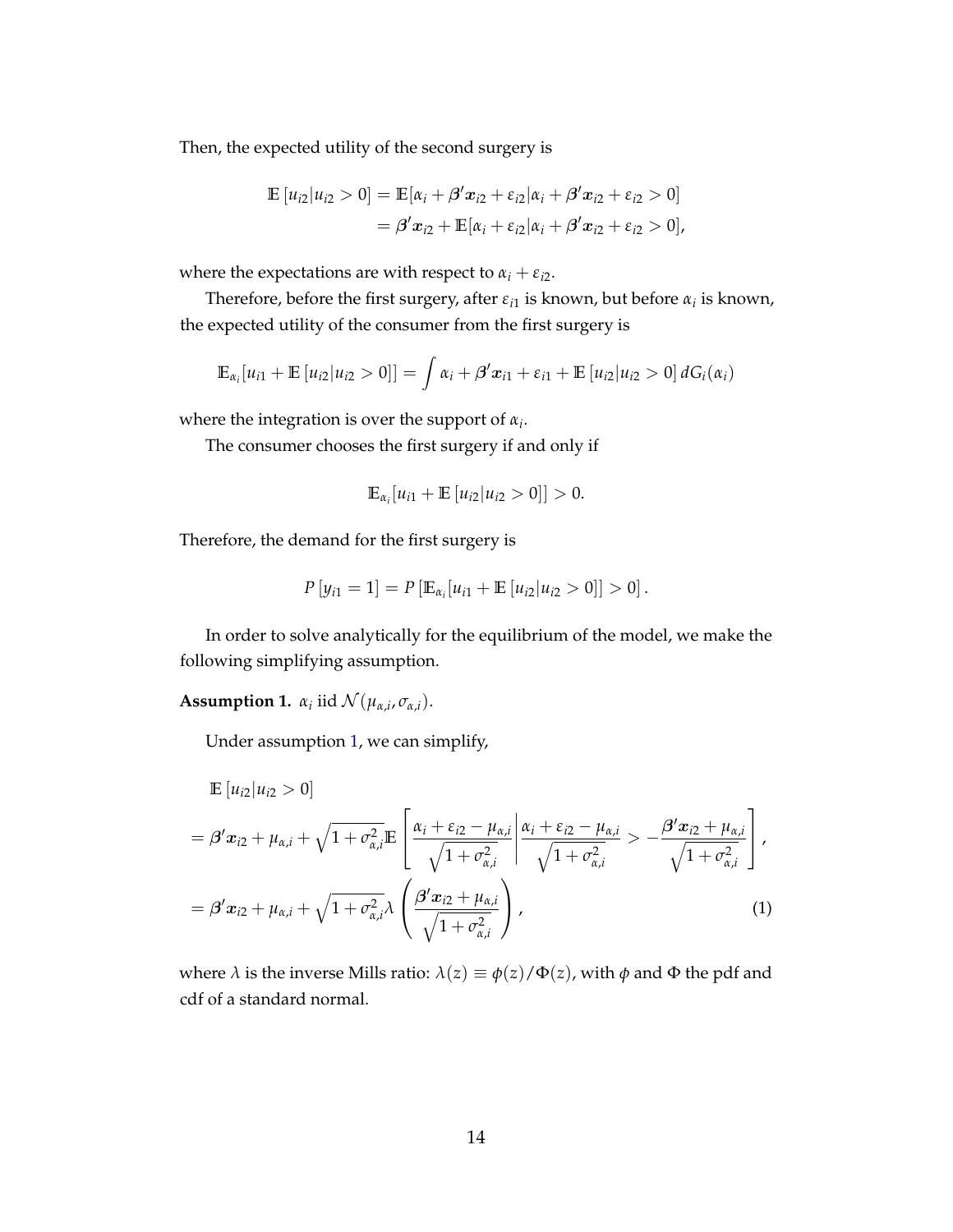Then, the expected utility of the second surgery is

$$
\begin{aligned}
\mathbb{E}\left[u_{i2}|u_{i2}>0\right] &= \mathbb{E}[\alpha_i + \boldsymbol{\beta}'\boldsymbol{x}_{i2} + \varepsilon_{i2}|\alpha_i + \boldsymbol{\beta}'\boldsymbol{x}_{i2} + \varepsilon_{i2} > 0] \\
&= \boldsymbol{\beta}'\boldsymbol{x}_{i2} + \mathbb{E}[\alpha_i + \varepsilon_{i2}|\alpha_i + \boldsymbol{\beta}'\boldsymbol{x}_{i2} + \varepsilon_{i2} > 0],
\end{aligned}
$$

where the expectations are with respect to $\alpha_i + \varepsilon_{i2}$.

Therefore, before the first surgery, after $\varepsilon_{i1}$ is known, but before $\alpha_i$ is known, the expected utility of the consumer from the first surgery is

$$
\mathbb{E}_{\alpha_i}[u_{i1} + \mathbb{E}\left[u_{i2}|u_{i2}>0\right]] = \int \alpha_i + \boldsymbol{\beta}'\boldsymbol{x}_{i1} + \varepsilon_{i1} + \mathbb{E}\left[u_{i2}|u_{i2}>0\right] dG_i(\alpha_i)
$$

where the integration is over the support of $\alpha_i$.

The consumer chooses the first surgery if and only if

$$
\mathbb{E}_{\alpha_i}[u_{i1} + \mathbb{E}\left[u_{i2}|u_{i2}>0\right]] > 0.
$$

Therefore, the demand for the first surgery is

$$
P\left[y_{i1}=1\right] = P\left[\mathbb{E}_{\alpha_i}[u_{i1} + \mathbb{E}\left[u_{i2}|u_{i2}>0\right]] > 0\right].
$$

In order to solve analytically for the equilibrium of the model, we make the following simplifying assumption.

**Assumption 1.** *$\alpha_i$ iid $\mathcal{N}(\mu_{\alpha,i}, \sigma_{\alpha,i})$.*

Under assumption 1, we can simplify,

$$
\begin{aligned}
&\mathbb{E}\left[u_{i2}|u_{i2}>0\right] \\
&= \boldsymbol{\beta}'\boldsymbol{x}_{i2} + \mu_{\alpha,i} + \sqrt{1+\sigma_{\alpha,i}^2}\,\mathbb{E}\left[\frac{\alpha_i + \varepsilon_{i2} - \mu_{\alpha,i}}{\sqrt{1+\sigma_{\alpha,i}^2}} \middle| \frac{\alpha_i + \varepsilon_{i2} - \mu_{\alpha,i}}{\sqrt{1+\sigma_{\alpha,i}^2}} > -\frac{\boldsymbol{\beta}'\boldsymbol{x}_{i2} + \mu_{\alpha,i}}{\sqrt{1+\sigma_{\alpha,i}^2}}\right], \\
&= \boldsymbol{\beta}'\boldsymbol{x}_{i2} + \mu_{\alpha,i} + \sqrt{1+\sigma_{\alpha,i}^2}\,\lambda\left(\frac{\boldsymbol{\beta}'\boldsymbol{x}_{i2} + \mu_{\alpha,i}}{\sqrt{1+\sigma_{\alpha,i}^2}}\right), \qquad (1)
\end{aligned}
$$

where $\lambda$ is the inverse Mills ratio: $\lambda(z) \equiv \phi(z)/\Phi(z)$, with $\phi$ and $\Phi$ the pdf and cdf of a standard normal.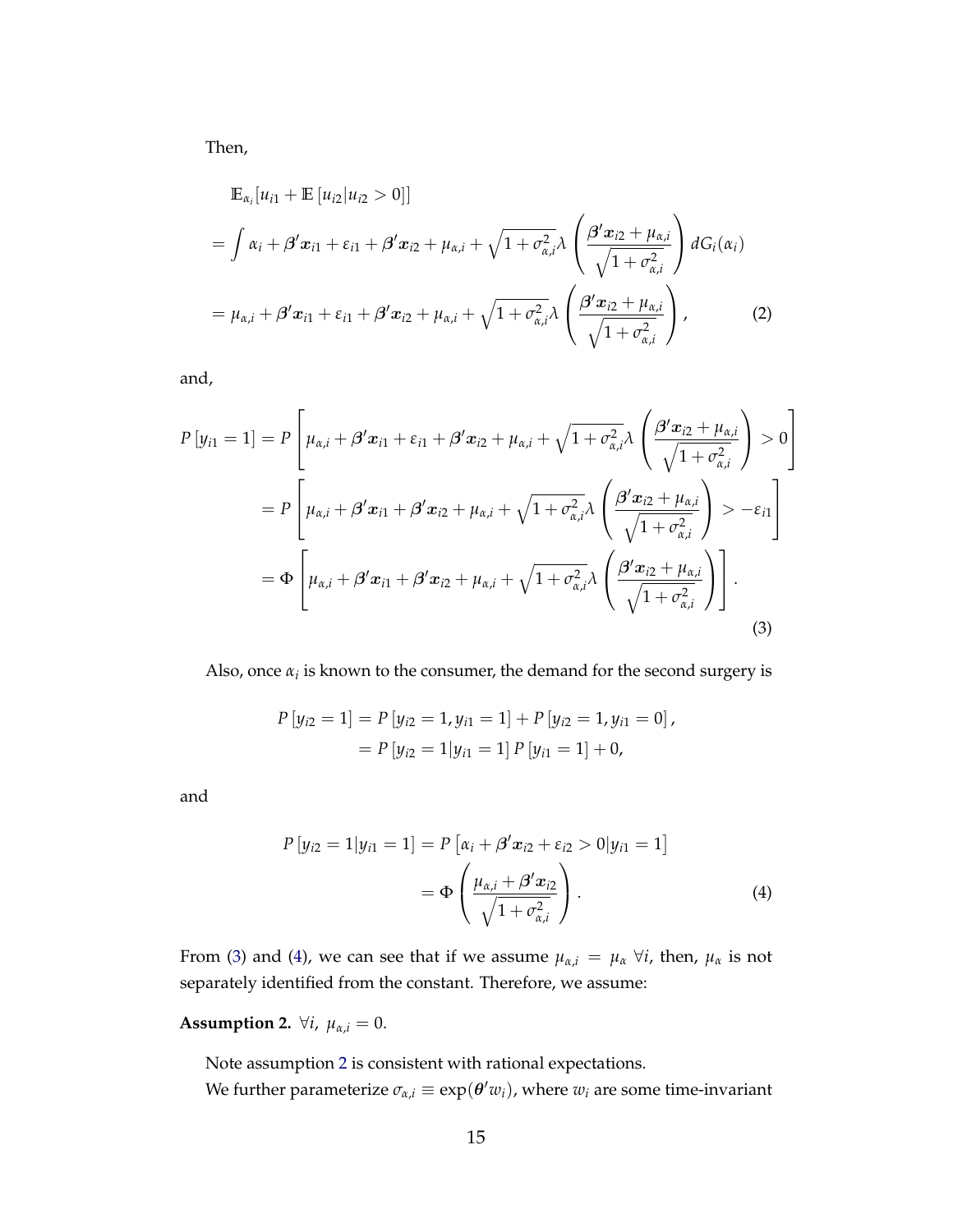Then,

$$
\begin{aligned}
&\mathbb{E}_{\alpha_i}[u_{i1} + \mathbb{E}[u_{i2}|u_{i2} > 0]] \\
&= \int \alpha_i + \boldsymbol{\beta}'\boldsymbol{x}_{i1} + \varepsilon_{i1} + \boldsymbol{\beta}'\boldsymbol{x}_{i2} + \mu_{\alpha,i} + \sqrt{1+\sigma_{\alpha,i}^2}\lambda\left(\frac{\boldsymbol{\beta}'\boldsymbol{x}_{i2} + \mu_{\alpha,i}}{\sqrt{1+\sigma_{\alpha,i}^2}}\right) dG_i(\alpha_i) \\
&= \mu_{\alpha,i} + \boldsymbol{\beta}'\boldsymbol{x}_{i1} + \varepsilon_{i1} + \boldsymbol{\beta}'\boldsymbol{x}_{i2} + \mu_{\alpha,i} + \sqrt{1+\sigma_{\alpha,i}^2}\lambda\left(\frac{\boldsymbol{\beta}'\boldsymbol{x}_{i2} + \mu_{\alpha,i}}{\sqrt{1+\sigma_{\alpha,i}^2}}\right), \qquad (2)
\end{aligned}
$$

and,

$$
\begin{aligned}
P[y_{i1} = 1] &= P\left[\mu_{\alpha,i} + \boldsymbol{\beta}'\boldsymbol{x}_{i1} + \varepsilon_{i1} + \boldsymbol{\beta}'\boldsymbol{x}_{i2} + \mu_{\alpha,i} + \sqrt{1+\sigma_{\alpha,i}^2}\lambda\left(\frac{\boldsymbol{\beta}'\boldsymbol{x}_{i2} + \mu_{\alpha,i}}{\sqrt{1+\sigma_{\alpha,i}^2}}\right) > 0\right] \\
&= P\left[\mu_{\alpha,i} + \boldsymbol{\beta}'\boldsymbol{x}_{i1} + \boldsymbol{\beta}'\boldsymbol{x}_{i2} + \mu_{\alpha,i} + \sqrt{1+\sigma_{\alpha,i}^2}\lambda\left(\frac{\boldsymbol{\beta}'\boldsymbol{x}_{i2} + \mu_{\alpha,i}}{\sqrt{1+\sigma_{\alpha,i}^2}}\right) > -\varepsilon_{i1}\right] \\
&= \Phi\left[\mu_{\alpha,i} + \boldsymbol{\beta}'\boldsymbol{x}_{i1} + \boldsymbol{\beta}'\boldsymbol{x}_{i2} + \mu_{\alpha,i} + \sqrt{1+\sigma_{\alpha,i}^2}\lambda\left(\frac{\boldsymbol{\beta}'\boldsymbol{x}_{i2} + \mu_{\alpha,i}}{\sqrt{1+\sigma_{\alpha,i}^2}}\right)\right]. \qquad (3)
\end{aligned}
$$

Also, once $\alpha_i$ is known to the consumer, the demand for the second surgery is

$$
\begin{aligned}
P[y_{i2} = 1] &= P[y_{i2} = 1, y_{i1} = 1] + P[y_{i2} = 1, y_{i1} = 0], \\
&= P[y_{i2} = 1 | y_{i1} = 1] P[y_{i1} = 1] + 0,
\end{aligned}
$$

and

$$
\begin{aligned}
P[y_{i2} = 1 | y_{i1} = 1] &= P\left[\alpha_i + \boldsymbol{\beta}'\boldsymbol{x}_{i2} + \varepsilon_{i2} > 0 | y_{i1} = 1\right] \\
&= \Phi\left(\frac{\mu_{\alpha,i} + \boldsymbol{\beta}'\boldsymbol{x}_{i2}}{\sqrt{1+\sigma_{\alpha,i}^2}}\right). \qquad (4)
\end{aligned}
$$

From (3) and (4), we can see that if we assume $\mu_{\alpha,i} = \mu_\alpha \ \forall i$, then, $\mu_\alpha$ is not separately identified from the constant. Therefore, we assume:

**Assumption 2.** $\forall i, \ \mu_{\alpha,i} = 0$.

Note assumption 2 is consistent with rational expectations.

We further parameterize $\sigma_{\alpha,i} \equiv \exp(\boldsymbol{\theta}' w_i)$, where $w_i$ are some time-invariant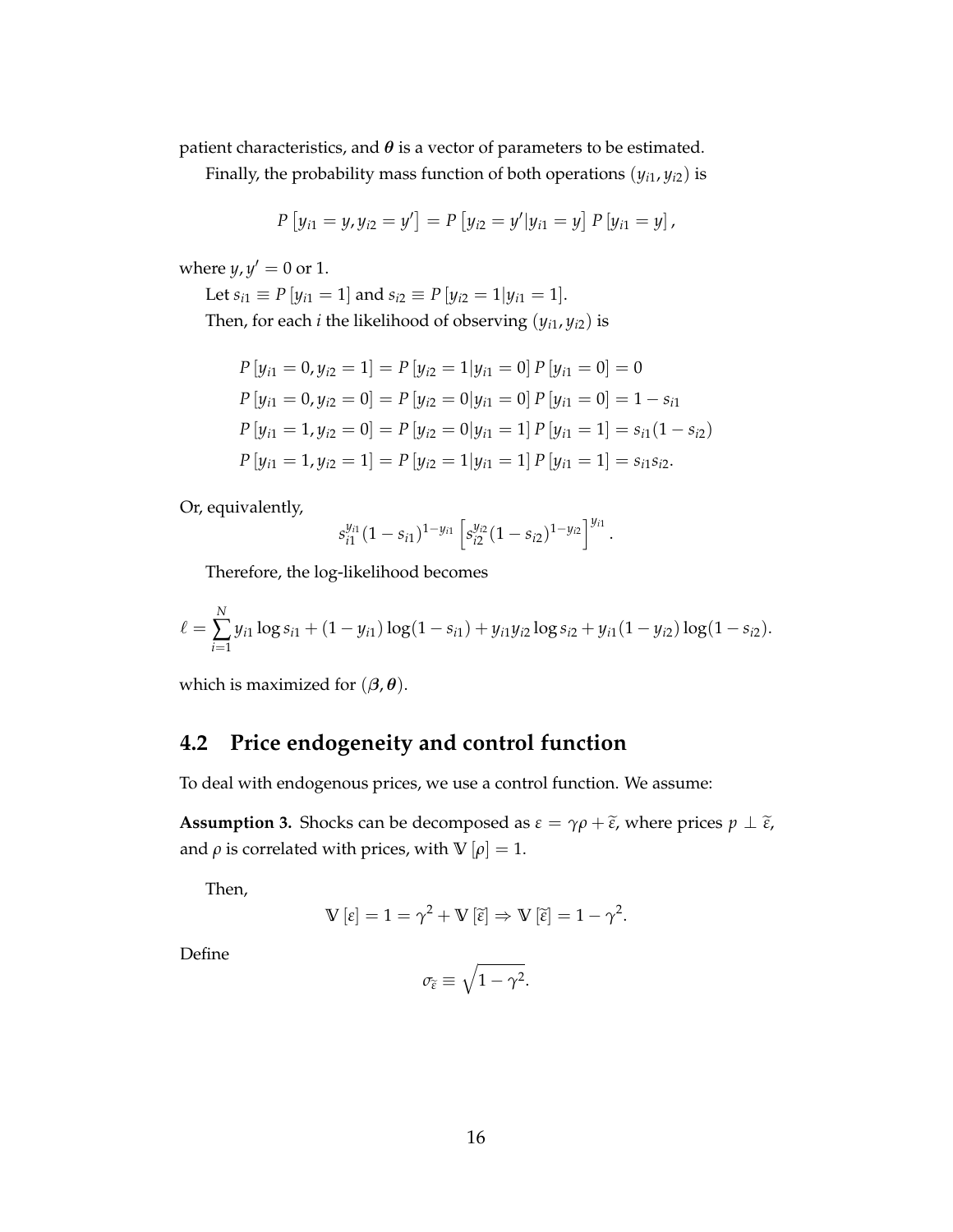patient characteristics, and $\boldsymbol{\theta}$ is a vector of parameters to be estimated.

Finally, the probability mass function of both operations $(y_{i1}, y_{i2})$ is

$$P\left[y_{i1} = y, y_{i2} = y'\right] = P\left[y_{i2} = y' | y_{i1} = y\right] P\left[y_{i1} = y\right],$$

where $y, y' = 0$ or 1.

Let $s_{i1} \equiv P\left[y_{i1} = 1\right]$ and $s_{i2} \equiv P\left[y_{i2} = 1 | y_{i1} = 1\right]$.

Then, for each $i$ the likelihood of observing $(y_{i1}, y_{i2})$ is

$$\begin{aligned}
P\left[y_{i1} = 0, y_{i2} = 1\right] &= P\left[y_{i2} = 1 | y_{i1} = 0\right] P\left[y_{i1} = 0\right] = 0 \\
P\left[y_{i1} = 0, y_{i2} = 0\right] &= P\left[y_{i2} = 0 | y_{i1} = 0\right] P\left[y_{i1} = 0\right] = 1 - s_{i1} \\
P\left[y_{i1} = 1, y_{i2} = 0\right] &= P\left[y_{i2} = 0 | y_{i1} = 1\right] P\left[y_{i1} = 1\right] = s_{i1}(1 - s_{i2}) \\
P\left[y_{i1} = 1, y_{i2} = 1\right] &= P\left[y_{i2} = 1 | y_{i1} = 1\right] P\left[y_{i1} = 1\right] = s_{i1} s_{i2}.
\end{aligned}$$

Or, equivalently,

$$s_{i1}^{y_{i1}} (1 - s_{i1})^{1 - y_{i1}} \left[ s_{i2}^{y_{i2}} (1 - s_{i2})^{1 - y_{i2}} \right]^{y_{i1}}.$$

Therefore, the log-likelihood becomes

$$\ell = \sum_{i=1}^{N} y_{i1} \log s_{i1} + (1 - y_{i1}) \log(1 - s_{i1}) + y_{i1} y_{i2} \log s_{i2} + y_{i1}(1 - y_{i2}) \log(1 - s_{i2}).$$

which is maximized for $(\boldsymbol{\beta}, \boldsymbol{\theta})$.

## 4.2 Price endogeneity and control function

To deal with endogenous prices, we use a control function. We assume:

**Assumption 3.** Shocks can be decomposed as $\varepsilon = \gamma \rho + \widetilde{\varepsilon}$, where prices $p \perp \widetilde{\varepsilon}$, and $\rho$ is correlated with prices, with $\mathbb{V}\left[\rho\right] = 1$.

Then,

$$\mathbb{V}\left[\varepsilon\right] = 1 = \gamma^2 + \mathbb{V}\left[\widetilde{\varepsilon}\right] \Rightarrow \mathbb{V}\left[\widetilde{\varepsilon}\right] = 1 - \gamma^2.$$

Define

$$\sigma_{\widetilde{\varepsilon}} \equiv \sqrt{1 - \gamma^2}.$$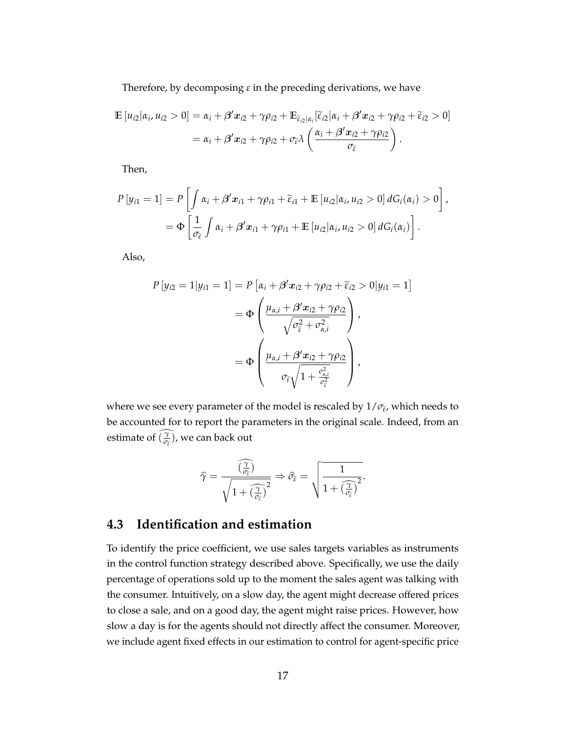Therefore, by decomposing $\varepsilon$ in the preceding derivations, we have

$$
\begin{aligned}
\mathbb{E}\left[u_{i2}|\alpha_i, u_{i2}>0\right] &= \alpha_i + \boldsymbol{\beta}'\boldsymbol{x}_{i2} + \gamma\rho_{i2} + \mathbb{E}_{\widetilde{\varepsilon}_{i2}|\alpha_i}[\widetilde{\varepsilon}_{i2}|\alpha_i + \boldsymbol{\beta}'\boldsymbol{x}_{i2} + \gamma\rho_{i2} + \widetilde{\varepsilon}_{i2} > 0] \\
&= \alpha_i + \boldsymbol{\beta}'\boldsymbol{x}_{i2} + \gamma\rho_{i2} + \sigma_{\widetilde{\varepsilon}}\lambda\left(\frac{\alpha_i + \boldsymbol{\beta}'\boldsymbol{x}_{i2} + \gamma\rho_{i2}}{\sigma_{\widetilde{\varepsilon}}}\right).
\end{aligned}
$$

Then,

$$
\begin{aligned}
P\left[y_{i1}=1\right] &= P\left[\int \alpha_i + \boldsymbol{\beta}'\boldsymbol{x}_{i1} + \gamma\rho_{i1} + \widetilde{\varepsilon}_{i1} + \mathbb{E}\left[u_{i2}|\alpha_i, u_{i2}>0\right] dG_i(\alpha_i) > 0\right], \\
&= \Phi\left[\frac{1}{\sigma_{\widetilde{\varepsilon}}}\int \alpha_i + \boldsymbol{\beta}'\boldsymbol{x}_{i1} + \gamma\rho_{i1} + \mathbb{E}\left[u_{i2}|\alpha_i, u_{i2}>0\right] dG_i(\alpha_i)\right].
\end{aligned}
$$

Also,

$$
\begin{aligned}
P\left[y_{i2}=1|y_{i1}=1\right] &= P\left[\alpha_i + \boldsymbol{\beta}'\boldsymbol{x}_{i2} + \gamma\rho_{i2} + \widetilde{\varepsilon}_{i2} > 0|y_{i1}=1\right] \\
&= \Phi\left(\frac{\mu_{\alpha,i} + \boldsymbol{\beta}'\boldsymbol{x}_{i2} + \gamma\rho_{i2}}{\sqrt{\sigma^2_{\widetilde{\varepsilon}} + \sigma^2_{\alpha,i}}}\right), \\
&= \Phi\left(\frac{\mu_{\alpha,i} + \boldsymbol{\beta}'\boldsymbol{x}_{i2} + \gamma\rho_{i2}}{\sigma_{\widetilde{\varepsilon}}\sqrt{1 + \frac{\sigma^2_{\alpha,i}}{\sigma^2_{\widetilde{\varepsilon}}}}}\right),
\end{aligned}
$$

where we see every parameter of the model is rescaled by $1/\sigma_{\widetilde{\varepsilon}}$, which needs to be accounted for to report the parameters in the original scale. Indeed, from an estimate of $\widehat{(\frac{\gamma}{\sigma_{\widetilde{\varepsilon}}})}$, we can back out

$$
\widehat{\gamma} = \frac{\widehat{(\frac{\gamma}{\sigma_{\widetilde{\varepsilon}}})}}{\sqrt{1 + \widehat{(\frac{\gamma}{\sigma_{\widetilde{\varepsilon}}})}^2}} \Rightarrow \widehat{\sigma}_{\widetilde{\varepsilon}} = \sqrt{\frac{1}{1 + \widehat{(\frac{\gamma}{\sigma_{\widetilde{\varepsilon}}})}^2}}.
$$

## 4.3 Identification and estimation

To identify the price coefficient, we use sales targets variables as instruments in the control function strategy described above. Specifically, we use the daily percentage of operations sold up to the moment the sales agent was talking with the consumer. Intuitively, on a slow day, the agent might decrease offered prices to close a sale, and on a good day, the agent might raise prices. However, how slow a day is for the agents should not directly affect the consumer. Moreover, we include agent fixed effects in our estimation to control for agent-specific price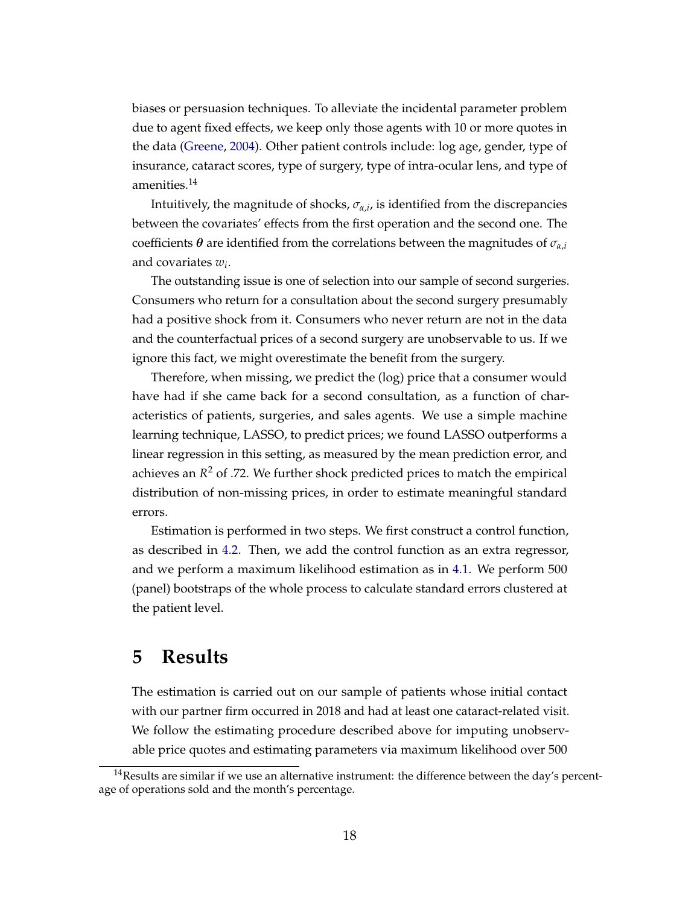biases or persuasion techniques. To alleviate the incidental parameter problem due to agent fixed effects, we keep only those agents with 10 or more quotes in the data (Greene, 2004). Other patient controls include: log age, gender, type of insurance, cataract scores, type of surgery, type of intra-ocular lens, and type of amenities.[14]

Intuitively, the magnitude of shocks, $\sigma_{\alpha,i}$, is identified from the discrepancies between the covariates' effects from the first operation and the second one. The coefficients $\boldsymbol{\theta}$ are identified from the correlations between the magnitudes of $\sigma_{\alpha,i}$ and covariates $w_i$.

The outstanding issue is one of selection into our sample of second surgeries. Consumers who return for a consultation about the second surgery presumably had a positive shock from it. Consumers who never return are not in the data and the counterfactual prices of a second surgery are unobservable to us. If we ignore this fact, we might overestimate the benefit from the surgery.

Therefore, when missing, we predict the (log) price that a consumer would have had if she came back for a second consultation, as a function of characteristics of patients, surgeries, and sales agents. We use a simple machine learning technique, LASSO, to predict prices; we found LASSO outperforms a linear regression in this setting, as measured by the mean prediction error, and achieves an $R^2$ of .72. We further shock predicted prices to match the empirical distribution of non-missing prices, in order to estimate meaningful standard errors.

Estimation is performed in two steps. We first construct a control function, as described in 4.2. Then, we add the control function as an extra regressor, and we perform a maximum likelihood estimation as in 4.1. We perform 500 (panel) bootstraps of the whole process to calculate standard errors clustered at the patient level.

# 5 Results

The estimation is carried out on our sample of patients whose initial contact with our partner firm occurred in 2018 and had at least one cataract-related visit. We follow the estimating procedure described above for imputing unobservable price quotes and estimating parameters via maximum likelihood over 500

[14]Results are similar if we use an alternative instrument: the difference between the day's percentage of operations sold and the month's percentage.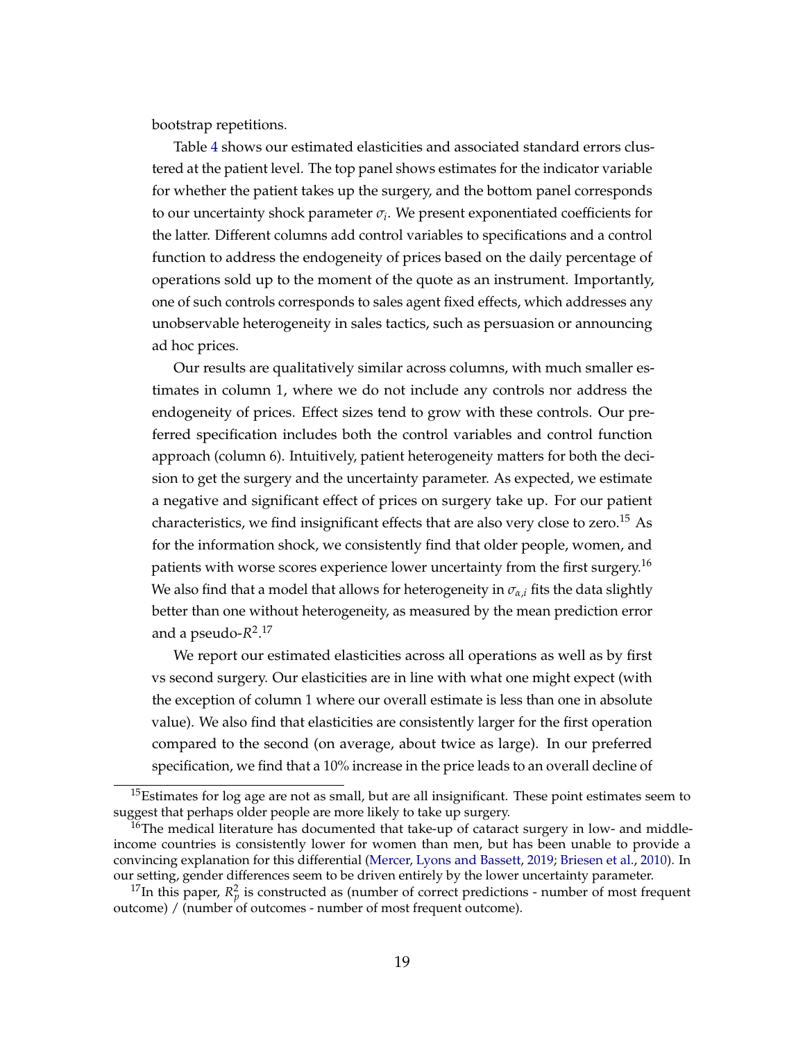bootstrap repetitions.

Table 4 shows our estimated elasticities and associated standard errors clustered at the patient level. The top panel shows estimates for the indicator variable for whether the patient takes up the surgery, and the bottom panel corresponds to our uncertainty shock parameter $\sigma_i$. We present exponentiated coefficients for the latter. Different columns add control variables to specifications and a control function to address the endogeneity of prices based on the daily percentage of operations sold up to the moment of the quote as an instrument. Importantly, one of such controls corresponds to sales agent fixed effects, which addresses any unobservable heterogeneity in sales tactics, such as persuasion or announcing ad hoc prices.

Our results are qualitatively similar across columns, with much smaller estimates in column 1, where we do not include any controls nor address the endogeneity of prices. Effect sizes tend to grow with these controls. Our preferred specification includes both the control variables and control function approach (column 6). Intuitively, patient heterogeneity matters for both the decision to get the surgery and the uncertainty parameter. As expected, we estimate a negative and significant effect of prices on surgery take up. For our patient characteristics, we find insignificant effects that are also very close to zero.[15] As for the information shock, we consistently find that older people, women, and patients with worse scores experience lower uncertainty from the first surgery.[16] We also find that a model that allows for heterogeneity in $\sigma_{\alpha,i}$ fits the data slightly better than one without heterogeneity, as measured by the mean prediction error and a pseudo-$R^2$.[17]

We report our estimated elasticities across all operations as well as by first vs second surgery. Our elasticities are in line with what one might expect (with the exception of column 1 where our overall estimate is less than one in absolute value). We also find that elasticities are consistently larger for the first operation compared to the second (on average, about twice as large). In our preferred specification, we find that a 10% increase in the price leads to an overall decline of

[15] Estimates for log age are not as small, but are all insignificant. These point estimates seem to suggest that perhaps older people are more likely to take up surgery.

[16] The medical literature has documented that take-up of cataract surgery in low- and middle-income countries is consistently lower for women than men, but has been unable to provide a convincing explanation for this differential (Mercer, Lyons and Bassett, 2019; Briesen et al., 2010). In our setting, gender differences seem to be driven entirely by the lower uncertainty parameter.

[17] In this paper, $R_p^2$ is constructed as (number of correct predictions - number of most frequent outcome) / (number of outcomes - number of most frequent outcome).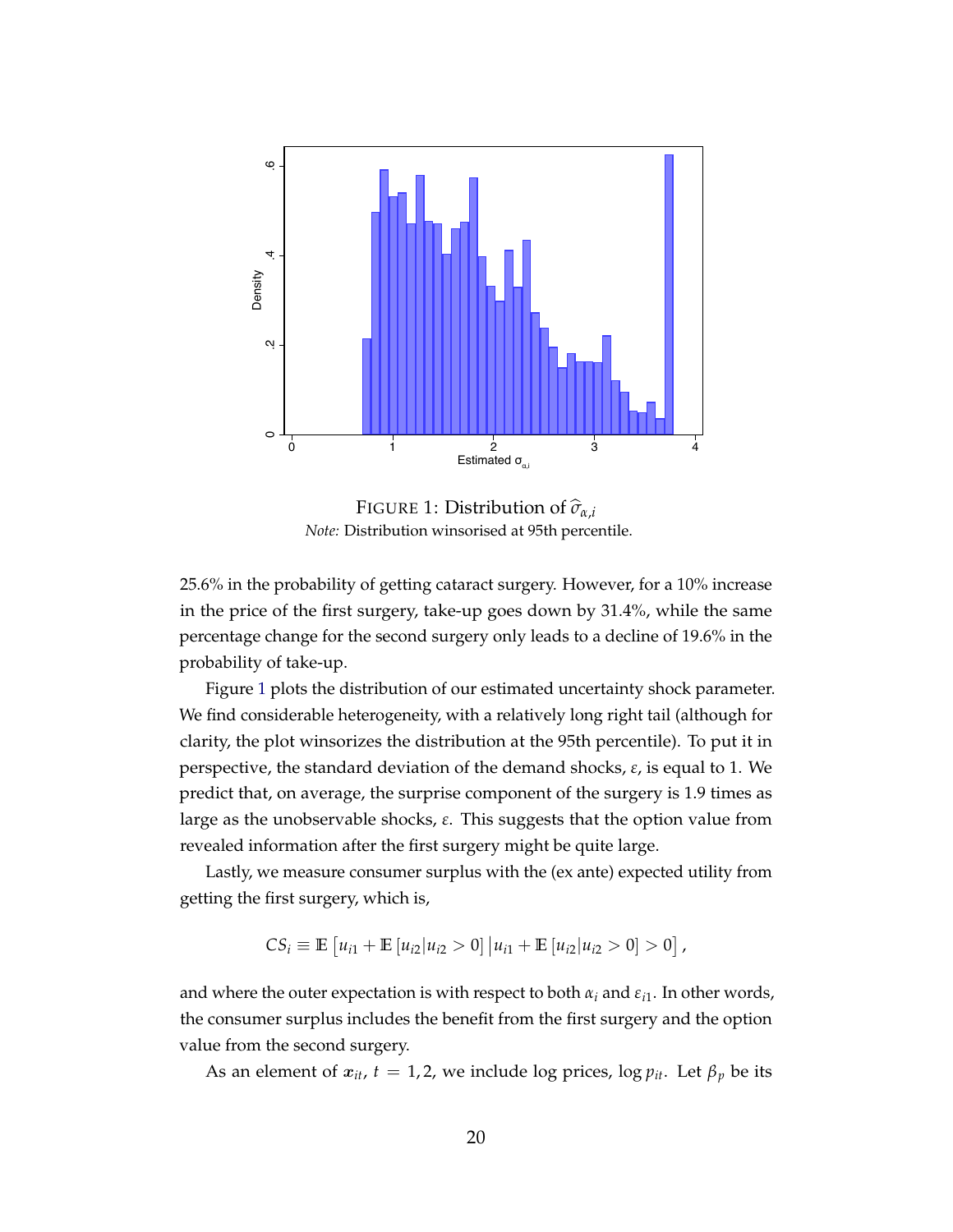FIGURE 1: Distribution of $\widehat{\sigma}_{\alpha,i}$

*Note:* Distribution winsorised at 95th percentile.

25.6% in the probability of getting cataract surgery. However, for a 10% increase in the price of the first surgery, take-up goes down by 31.4%, while the same percentage change for the second surgery only leads to a decline of 19.6% in the probability of take-up.

Figure 1 plots the distribution of our estimated uncertainty shock parameter. We find considerable heterogeneity, with a relatively long right tail (although for clarity, the plot winsorizes the distribution at the 95th percentile). To put it in perspective, the standard deviation of the demand shocks, $\varepsilon$, is equal to 1. We predict that, on average, the surprise component of the surgery is 1.9 times as large as the unobservable shocks, $\varepsilon$. This suggests that the option value from revealed information after the first surgery might be quite large.

Lastly, we measure consumer surplus with the (ex ante) expected utility from getting the first surgery, which is,

$$CS_i \equiv \mathbb{E}\left[u_{i1} + \mathbb{E}\left[u_{i2} | u_{i2} > 0\right] \middle| u_{i1} + \mathbb{E}\left[u_{i2} | u_{i2} > 0\right] > 0\right],$$

and where the outer expectation is with respect to both $\alpha_i$ and $\varepsilon_{i1}$. In other words, the consumer surplus includes the benefit from the first surgery and the option value from the second surgery.

As an element of $\boldsymbol{x}_{it}$, $t = 1, 2$, we include log prices, $\log p_{it}$. Let $\beta_p$ be its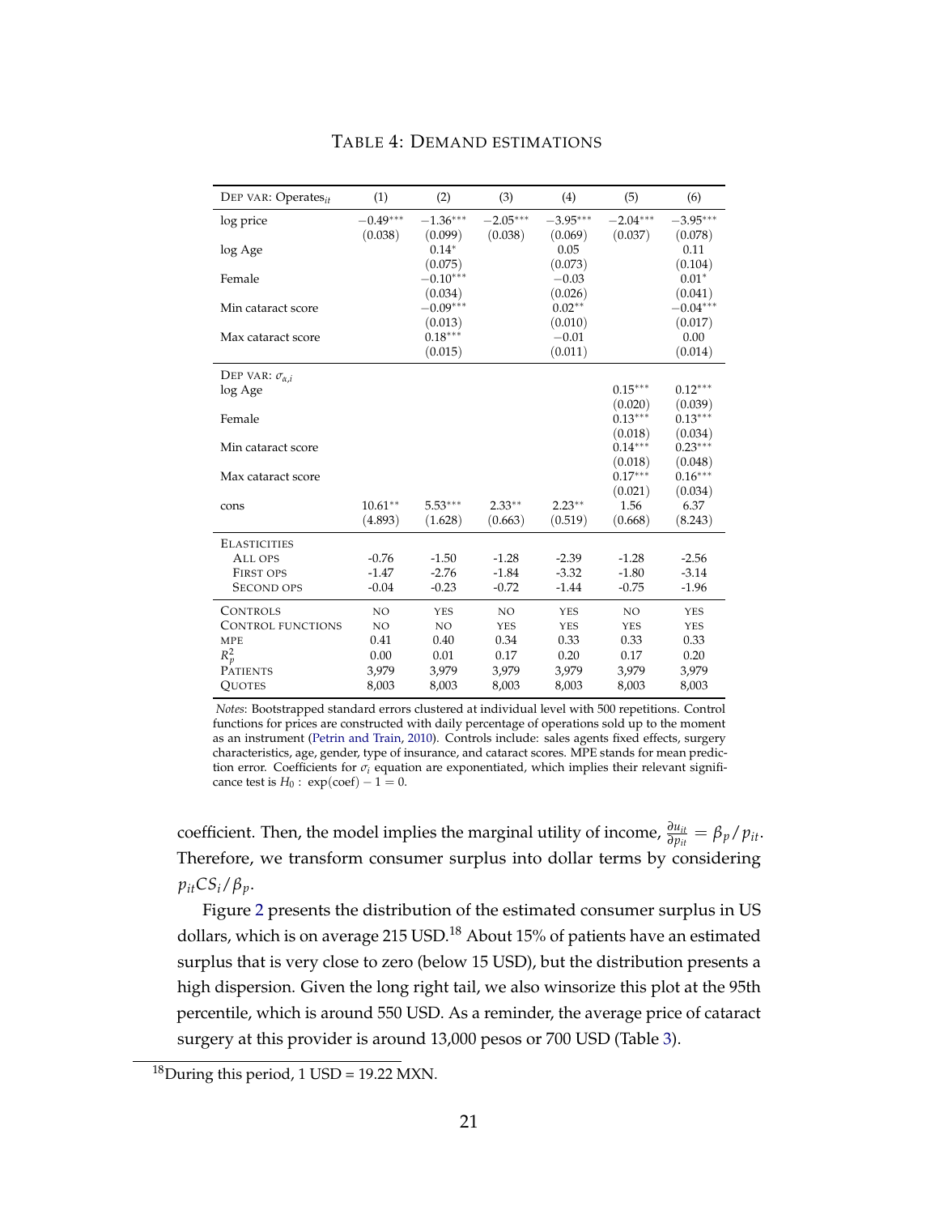TABLE 4: DEMAND ESTIMATIONS

| DEP VAR: Operates$_{it}$ | (1) | (2) | (3) | (4) | (5) | (6) |
|---|---|---|---|---|---|---|
| log price | $-0.49^{***}$ | $-1.36^{***}$ | $-2.05^{***}$ | $-3.95^{***}$ | $-2.04^{***}$ | $-3.95^{***}$ |
| | (0.038) | (0.099) | (0.038) | (0.069) | (0.037) | (0.078) |
| log Age | | $0.14^{*}$ | | 0.05 | | 0.11 |
| | | (0.075) | | (0.073) | | (0.104) |
| Female | | $-0.10^{***}$ | | $-0.03$ | | $0.01^{*}$ |
| | | (0.034) | | (0.026) | | (0.041) |
| Min cataract score | | $-0.09^{***}$ | | $0.02^{**}$ | | $-0.04^{***}$ |
| | | (0.013) | | (0.010) | | (0.017) |
| Max cataract score | | $0.18^{***}$ | | $-0.01$ | | 0.00 |
| | | (0.015) | | (0.011) | | (0.014) |
| DEP VAR: $\sigma_{\alpha,i}$ | | | | | | |
| log Age | | | | | $0.15^{***}$ | $0.12^{***}$ |
| | | | | | (0.020) | (0.039) |
| Female | | | | | $0.13^{***}$ | $0.13^{***}$ |
| | | | | | (0.018) | (0.034) |
| Min cataract score | | | | | $0.14^{***}$ | $0.23^{***}$ |
| | | | | | (0.018) | (0.048) |
| Max cataract score | | | | | $0.17^{***}$ | $0.16^{***}$ |
| | | | | | (0.021) | (0.034) |
| cons | $10.61^{**}$ | $5.53^{***}$ | $2.33^{**}$ | $2.23^{**}$ | 1.56 | 6.37 |
| | (4.893) | (1.628) | (0.663) | (0.519) | (0.668) | (8.243) |
| ELASTICITIES | | | | | | |
| ALL OPS | -0.76 | -1.50 | -1.28 | -2.39 | -1.28 | -2.56 |
| FIRST OPS | -1.47 | -2.76 | -1.84 | -3.32 | -1.80 | -3.14 |
| SECOND OPS | -0.04 | -0.23 | -0.72 | -1.44 | -0.75 | -1.96 |
| CONTROLS | NO | YES | NO | YES | NO | YES |
| CONTROL FUNCTIONS | NO | NO | YES | YES | YES | YES |
| MPE | 0.41 | 0.40 | 0.34 | 0.33 | 0.33 | 0.33 |
| $R^2_p$ | 0.00 | 0.01 | 0.17 | 0.20 | 0.17 | 0.20 |
| PATIENTS | 3,979 | 3,979 | 3,979 | 3,979 | 3,979 | 3,979 |
| QUOTES | 8,003 | 8,003 | 8,003 | 8,003 | 8,003 | 8,003 |

*Notes*: Bootstrapped standard errors clustered at individual level with 500 repetitions. Control functions for prices are constructed with daily percentage of operations sold up to the moment as an instrument (Petrin and Train, 2010). Controls include: sales agents fixed effects, surgery characteristics, age, gender, type of insurance, and cataract scores. MPE stands for mean prediction error. Coefficients for $\sigma_i$ equation are exponentiated, which implies their relevant significance test is $H_0: \exp(\text{coef}) - 1 = 0$.

coefficient. Then, the model implies the marginal utility of income, $\frac{\partial u_{it}}{\partial p_{it}} = \beta_p / p_{it}$. Therefore, we transform consumer surplus into dollar terms by considering $p_{it} CS_i / \beta_p$.

Figure 2 presents the distribution of the estimated consumer surplus in US dollars, which is on average 215 USD.[18] About 15% of patients have an estimated surplus that is very close to zero (below 15 USD), but the distribution presents a high dispersion. Given the long right tail, we also winsorize this plot at the 95th percentile, which is around 550 USD. As a reminder, the average price of cataract surgery at this provider is around 13,000 pesos or 700 USD (Table 3).

[18] During this period, 1 USD = 19.22 MXN.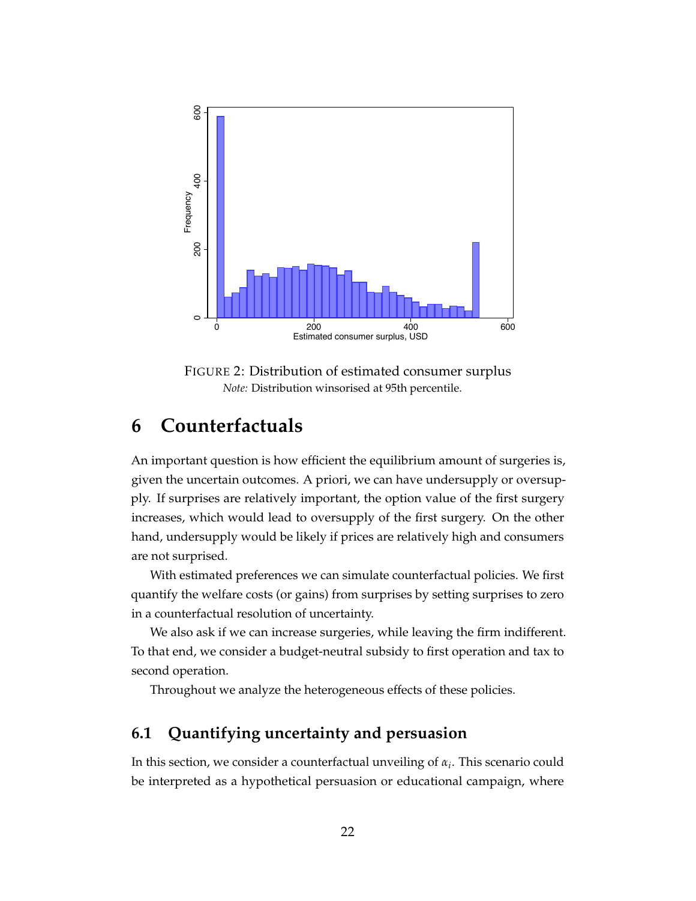FIGURE 2: Distribution of estimated consumer surplus
*Note:* Distribution winsorised at 95th percentile.

# 6 Counterfactuals

An important question is how efficient the equilibrium amount of surgeries is, given the uncertain outcomes. A priori, we can have undersupply or oversupply. If surprises are relatively important, the option value of the first surgery increases, which would lead to oversupply of the first surgery. On the other hand, undersupply would be likely if prices are relatively high and consumers are not surprised.

With estimated preferences we can simulate counterfactual policies. We first quantify the welfare costs (or gains) from surprises by setting surprises to zero in a counterfactual resolution of uncertainty.

We also ask if we can increase surgeries, while leaving the firm indifferent. To that end, we consider a budget-neutral subsidy to first operation and tax to second operation.

Throughout we analyze the heterogeneous effects of these policies.

## 6.1 Quantifying uncertainty and persuasion

In this section, we consider a counterfactual unveiling of $\alpha_i$. This scenario could be interpreted as a hypothetical persuasion or educational campaign, where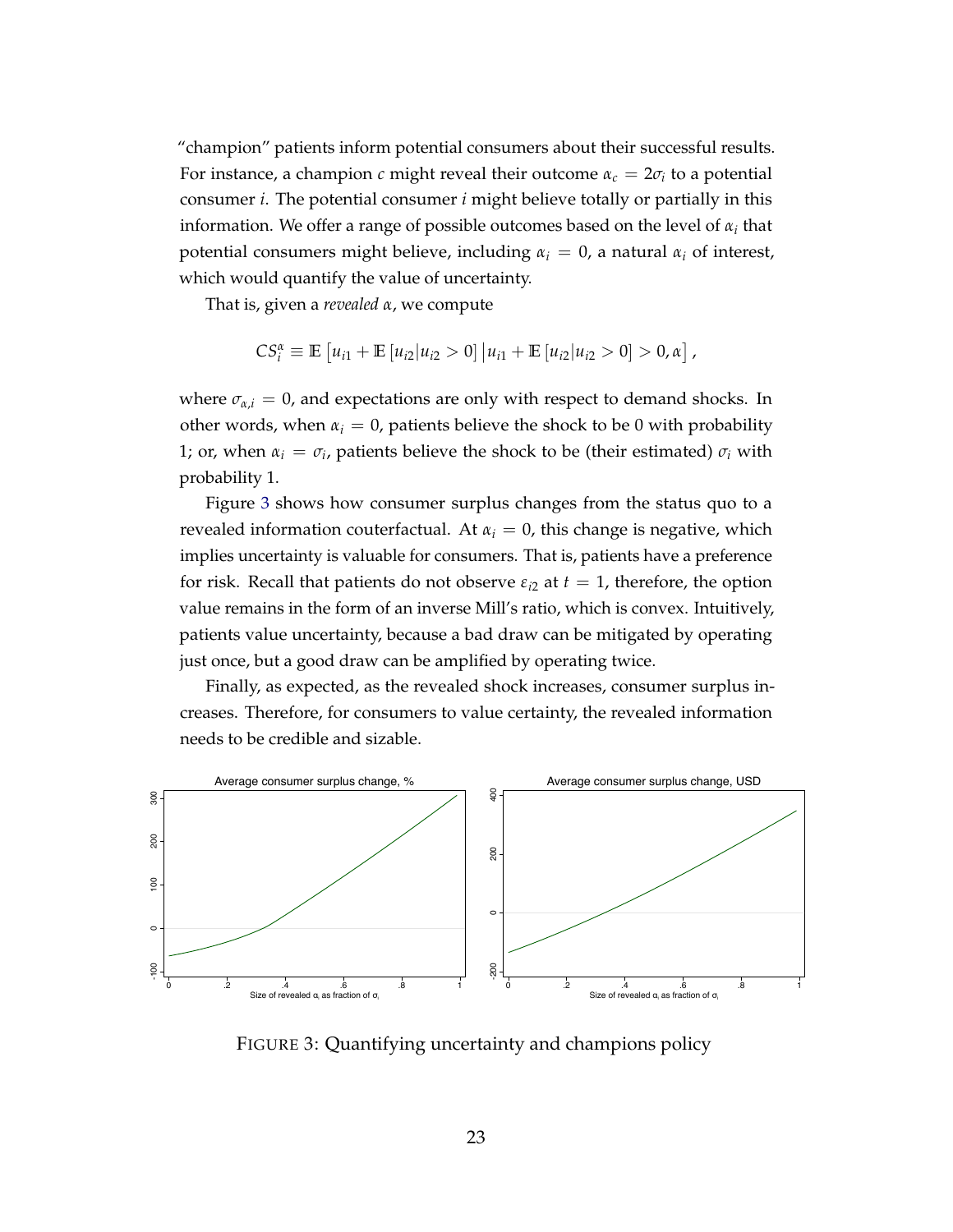"champion" patients inform potential consumers about their successful results. For instance, a champion $c$ might reveal their outcome $\alpha_c = 2\sigma_i$ to a potential consumer $i$. The potential consumer $i$ might believe totally or partially in this information. We offer a range of possible outcomes based on the level of $\alpha_i$ that potential consumers might believe, including $\alpha_i = 0$, a natural $\alpha_i$ of interest, which would quantify the value of uncertainty.

That is, given a *revealed* $\alpha$, we compute

$$CS_i^{\alpha} \equiv \mathbb{E}\left[u_{i1} + \mathbb{E}\left[u_{i2}|u_{i2} > 0\right] \middle| u_{i1} + \mathbb{E}\left[u_{i2}|u_{i2} > 0\right] > 0, \alpha\right],$$

where $\sigma_{\alpha,i} = 0$, and expectations are only with respect to demand shocks. In other words, when $\alpha_i = 0$, patients believe the shock to be 0 with probability 1; or, when $\alpha_i = \sigma_i$, patients believe the shock to be (their estimated) $\sigma_i$ with probability 1.

Figure 3 shows how consumer surplus changes from the status quo to a revealed information couterfactual. At $\alpha_i = 0$, this change is negative, which implies uncertainty is valuable for consumers. That is, patients have a preference for risk. Recall that patients do not observe $\varepsilon_{i2}$ at $t = 1$, therefore, the option value remains in the form of an inverse Mill's ratio, which is convex. Intuitively, patients value uncertainty, because a bad draw can be mitigated by operating just once, but a good draw can be amplified by operating twice.

Finally, as expected, as the revealed shock increases, consumer surplus increases. Therefore, for consumers to value certainty, the revealed information needs to be credible and sizable.

FIGURE 3: Quantifying uncertainty and champions policy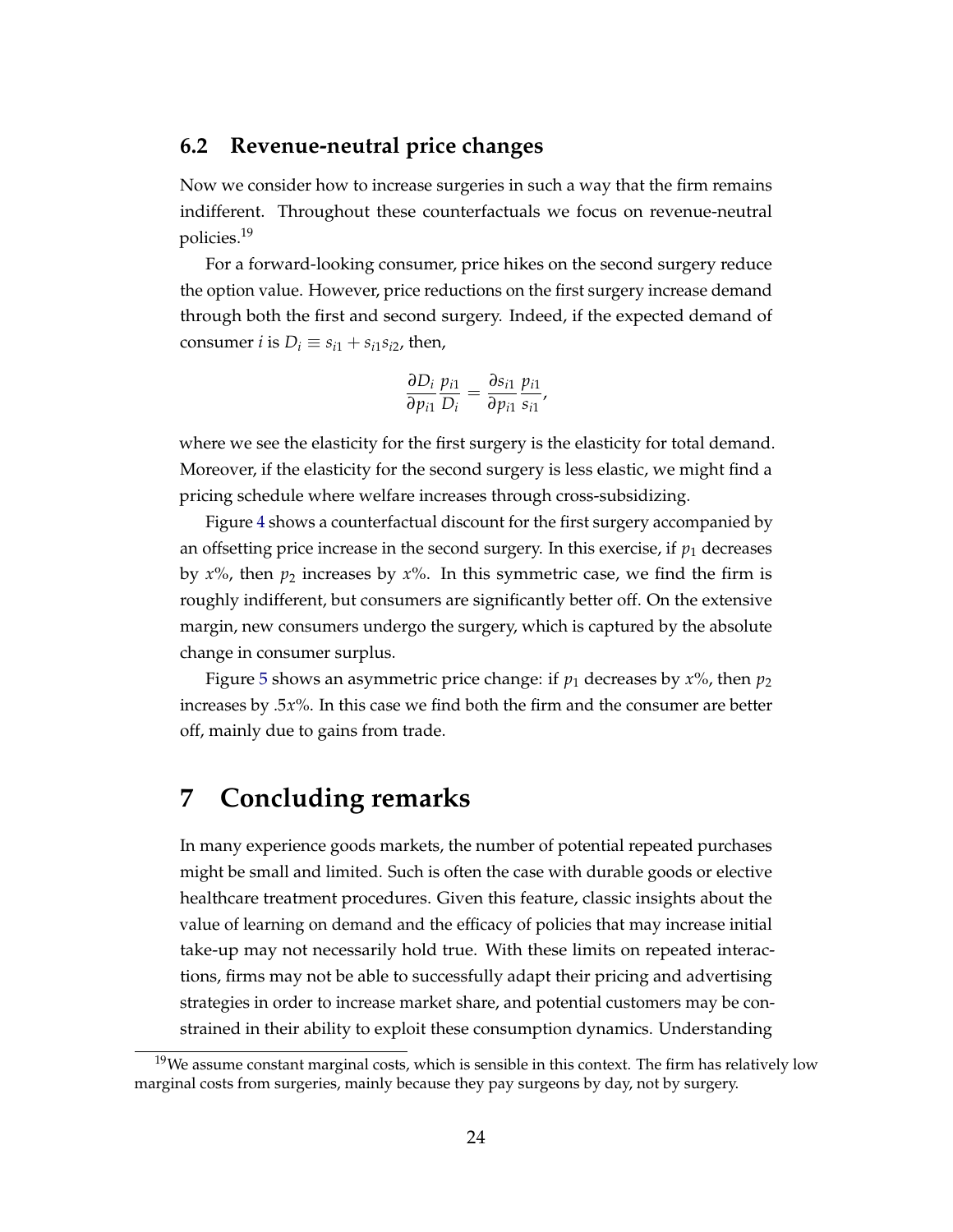## 6.2 Revenue-neutral price changes

Now we consider how to increase surgeries in such a way that the firm remains indifferent. Throughout these counterfactuals we focus on revenue-neutral policies.[19]

For a forward-looking consumer, price hikes on the second surgery reduce the option value. However, price reductions on the first surgery increase demand through both the first and second surgery. Indeed, if the expected demand of consumer $i$ is $D_i \equiv s_{i1} + s_{i1}s_{i2}$, then,

$$\frac{\partial D_i}{\partial p_{i1}} \frac{p_{i1}}{D_i} = \frac{\partial s_{i1}}{\partial p_{i1}} \frac{p_{i1}}{s_{i1}},$$

where we see the elasticity for the first surgery is the elasticity for total demand. Moreover, if the elasticity for the second surgery is less elastic, we might find a pricing schedule where welfare increases through cross-subsidizing.

Figure 4 shows a counterfactual discount for the first surgery accompanied by an offsetting price increase in the second surgery. In this exercise, if $p_1$ decreases by $x$%, then $p_2$ increases by $x$%. In this symmetric case, we find the firm is roughly indifferent, but consumers are significantly better off. On the extensive margin, new consumers undergo the surgery, which is captured by the absolute change in consumer surplus.

Figure 5 shows an asymmetric price change: if $p_1$ decreases by $x$%, then $p_2$ increases by $.5x$%. In this case we find both the firm and the consumer are better off, mainly due to gains from trade.

# 7 Concluding remarks

In many experience goods markets, the number of potential repeated purchases might be small and limited. Such is often the case with durable goods or elective healthcare treatment procedures. Given this feature, classic insights about the value of learning on demand and the efficacy of policies that may increase initial take-up may not necessarily hold true. With these limits on repeated interactions, firms may not be able to successfully adapt their pricing and advertising strategies in order to increase market share, and potential customers may be constrained in their ability to exploit these consumption dynamics. Understanding

[19] We assume constant marginal costs, which is sensible in this context. The firm has relatively low marginal costs from surgeries, mainly because they pay surgeons by day, not by surgery.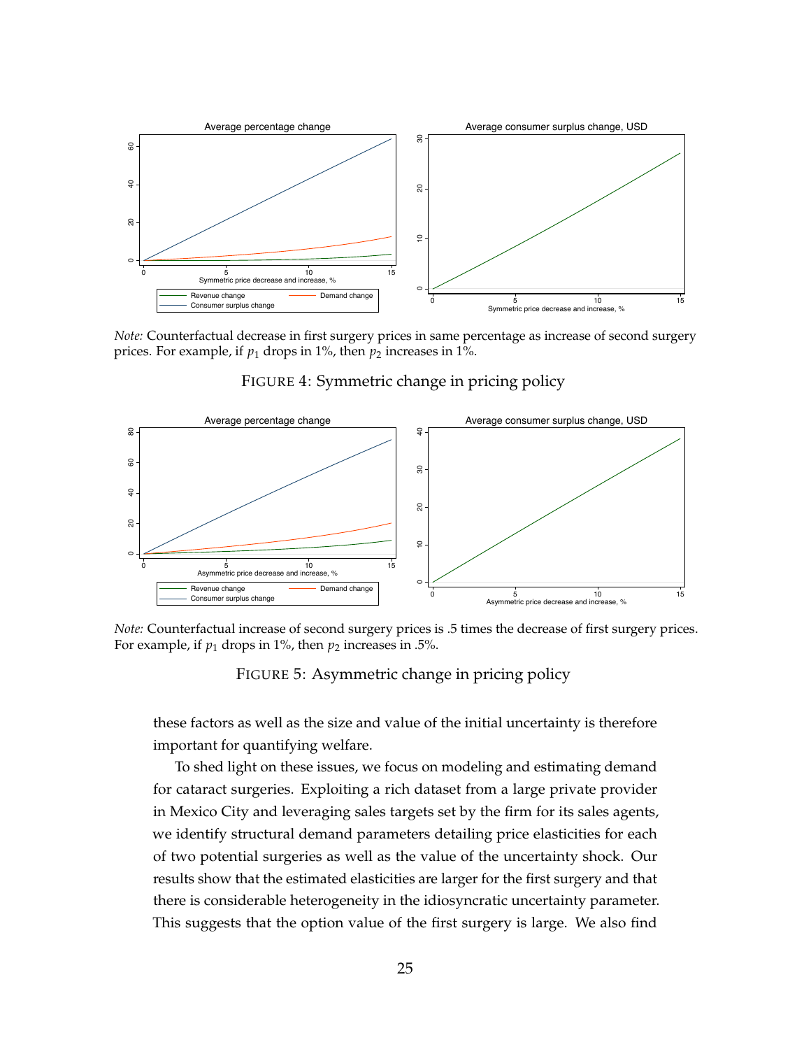*Note:* Counterfactual decrease in first surgery prices in same percentage as increase of second surgery prices. For example, if $p_1$ drops in 1%, then $p_2$ increases in 1%.

FIGURE 4: Symmetric change in pricing policy

*Note:* Counterfactual increase of second surgery prices is .5 times the decrease of first surgery prices. For example, if $p_1$ drops in 1%, then $p_2$ increases in .5%.

FIGURE 5: Asymmetric change in pricing policy

these factors as well as the size and value of the initial uncertainty is therefore important for quantifying welfare.

To shed light on these issues, we focus on modeling and estimating demand for cataract surgeries. Exploiting a rich dataset from a large private provider in Mexico City and leveraging sales targets set by the firm for its sales agents, we identify structural demand parameters detailing price elasticities for each of two potential surgeries as well as the value of the uncertainty shock. Our results show that the estimated elasticities are larger for the first surgery and that there is considerable heterogeneity in the idiosyncratic uncertainty parameter. This suggests that the option value of the first surgery is large. We also find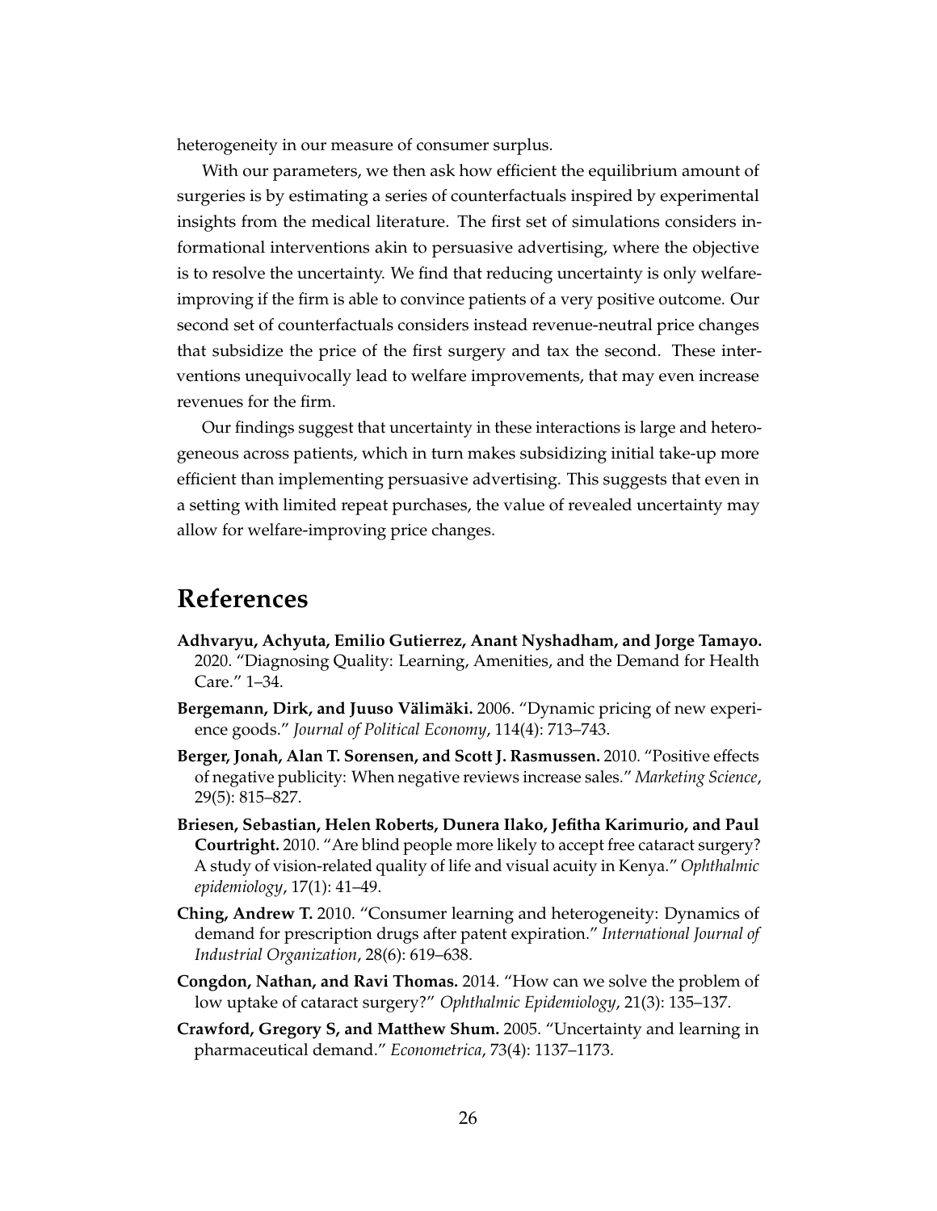heterogeneity in our measure of consumer surplus.

With our parameters, we then ask how efficient the equilibrium amount of surgeries is by estimating a series of counterfactuals inspired by experimental insights from the medical literature. The first set of simulations considers informational interventions akin to persuasive advertising, where the objective is to resolve the uncertainty. We find that reducing uncertainty is only welfare-improving if the firm is able to convince patients of a very positive outcome. Our second set of counterfactuals considers instead revenue-neutral price changes that subsidize the price of the first surgery and tax the second. These interventions unequivocally lead to welfare improvements, that may even increase revenues for the firm.

Our findings suggest that uncertainty in these interactions is large and heterogeneous across patients, which in turn makes subsidizing initial take-up more efficient than implementing persuasive advertising. This suggests that even in a setting with limited repeat purchases, the value of revealed uncertainty may allow for welfare-improving price changes.

# References

**Adhvaryu, Achyuta, Emilio Gutierrez, Anant Nyshadham, and Jorge Tamayo.** 2020. "Diagnosing Quality: Learning, Amenities, and the Demand for Health Care." 1–34.

**Bergemann, Dirk, and Juuso Välimäki.** 2006. "Dynamic pricing of new experience goods." *Journal of Political Economy*, 114(4): 713–743.

**Berger, Jonah, Alan T. Sorensen, and Scott J. Rasmussen.** 2010. "Positive effects of negative publicity: When negative reviews increase sales." *Marketing Science*, 29(5): 815–827.

**Briesen, Sebastian, Helen Roberts, Dunera Ilako, Jefitha Karimurio, and Paul Courtright.** 2010. "Are blind people more likely to accept free cataract surgery? A study of vision-related quality of life and visual acuity in Kenya." *Ophthalmic epidemiology*, 17(1): 41–49.

**Ching, Andrew T.** 2010. "Consumer learning and heterogeneity: Dynamics of demand for prescription drugs after patent expiration." *International Journal of Industrial Organization*, 28(6): 619–638.

**Congdon, Nathan, and Ravi Thomas.** 2014. "How can we solve the problem of low uptake of cataract surgery?" *Ophthalmic Epidemiology*, 21(3): 135–137.

**Crawford, Gregory S, and Matthew Shum.** 2005. "Uncertainty and learning in pharmaceutical demand." *Econometrica*, 73(4): 1137–1173.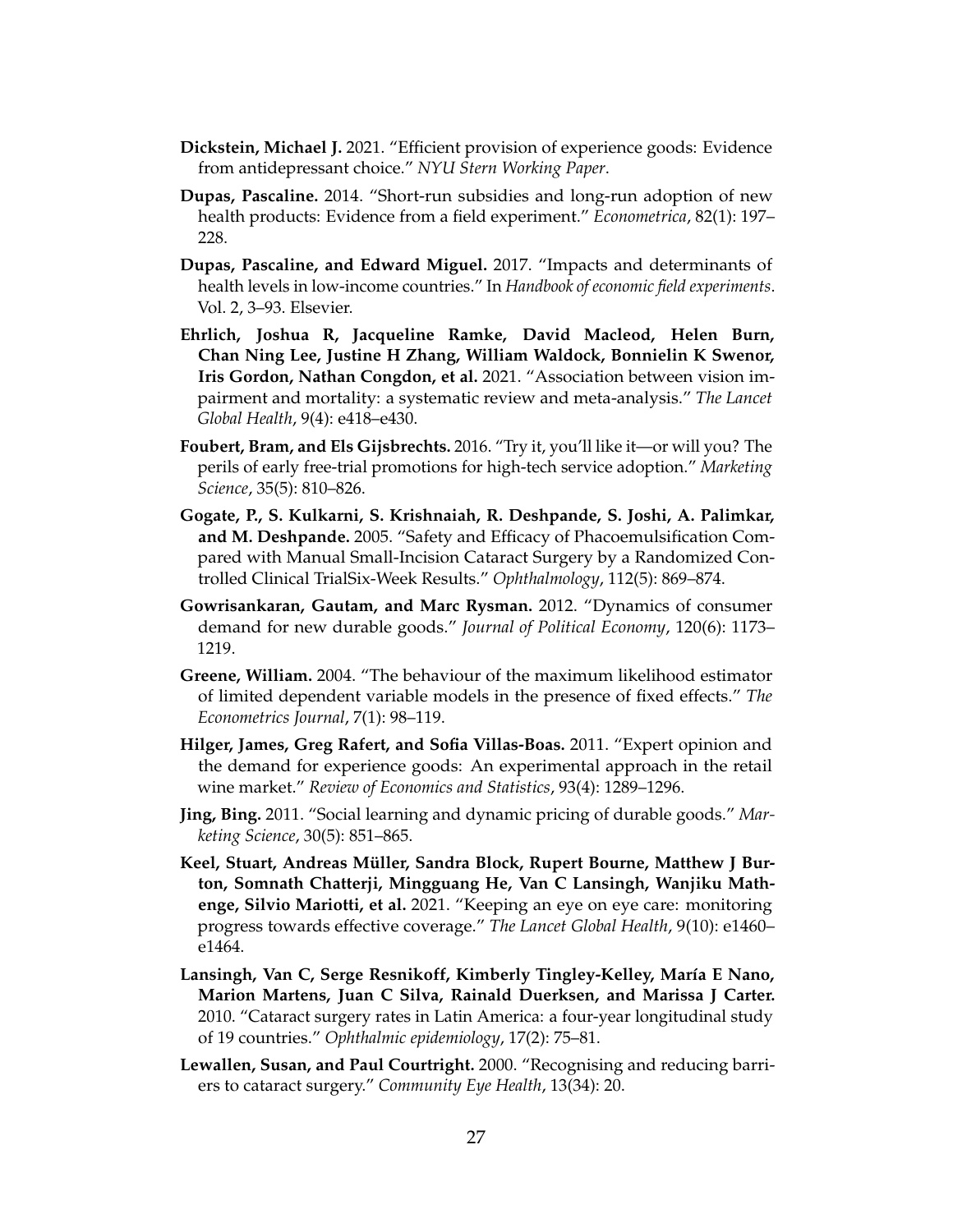**Dickstein, Michael J.** 2021. "Efficient provision of experience goods: Evidence from antidepressant choice." *NYU Stern Working Paper*.

**Dupas, Pascaline.** 2014. "Short-run subsidies and long-run adoption of new health products: Evidence from a field experiment." *Econometrica*, 82(1): 197–228.

**Dupas, Pascaline, and Edward Miguel.** 2017. "Impacts and determinants of health levels in low-income countries." In *Handbook of economic field experiments*. Vol. 2, 3–93. Elsevier.

**Ehrlich, Joshua R, Jacqueline Ramke, David Macleod, Helen Burn, Chan Ning Lee, Justine H Zhang, William Waldock, Bonnielin K Swenor, Iris Gordon, Nathan Congdon, et al.** 2021. "Association between vision impairment and mortality: a systematic review and meta-analysis." *The Lancet Global Health*, 9(4): e418–e430.

**Foubert, Bram, and Els Gijsbrechts.** 2016. "Try it, you'll like it—or will you? The perils of early free-trial promotions for high-tech service adoption." *Marketing Science*, 35(5): 810–826.

**Gogate, P., S. Kulkarni, S. Krishnaiah, R. Deshpande, S. Joshi, A. Palimkar, and M. Deshpande.** 2005. "Safety and Efficacy of Phacoemulsification Compared with Manual Small-Incision Cataract Surgery by a Randomized Controlled Clinical TrialSix-Week Results." *Ophthalmology*, 112(5): 869–874.

**Gowrisankaran, Gautam, and Marc Rysman.** 2012. "Dynamics of consumer demand for new durable goods." *Journal of Political Economy*, 120(6): 1173–1219.

**Greene, William.** 2004. "The behaviour of the maximum likelihood estimator of limited dependent variable models in the presence of fixed effects." *The Econometrics Journal*, 7(1): 98–119.

**Hilger, James, Greg Rafert, and Sofia Villas-Boas.** 2011. "Expert opinion and the demand for experience goods: An experimental approach in the retail wine market." *Review of Economics and Statistics*, 93(4): 1289–1296.

**Jing, Bing.** 2011. "Social learning and dynamic pricing of durable goods." *Marketing Science*, 30(5): 851–865.

**Keel, Stuart, Andreas Müller, Sandra Block, Rupert Bourne, Matthew J Burton, Somnath Chatterji, Mingguang He, Van C Lansingh, Wanjiku Mathenge, Silvio Mariotti, et al.** 2021. "Keeping an eye on eye care: monitoring progress towards effective coverage." *The Lancet Global Health*, 9(10): e1460–e1464.

**Lansingh, Van C, Serge Resnikoff, Kimberly Tingley-Kelley, María E Nano, Marion Martens, Juan C Silva, Rainald Duerksen, and Marissa J Carter.** 2010. "Cataract surgery rates in Latin America: a four-year longitudinal study of 19 countries." *Ophthalmic epidemiology*, 17(2): 75–81.

**Lewallen, Susan, and Paul Courtright.** 2000. "Recognising and reducing barriers to cataract surgery." *Community Eye Health*, 13(34): 20.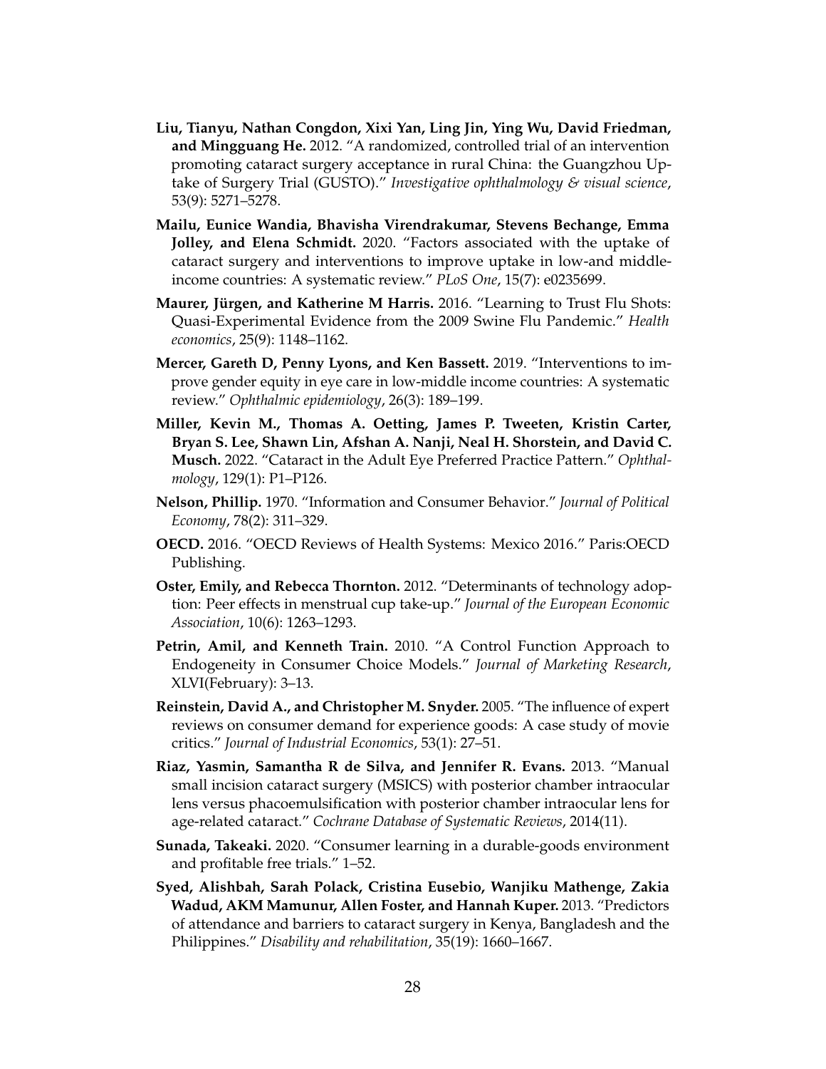**Liu, Tianyu, Nathan Congdon, Xixi Yan, Ling Jin, Ying Wu, David Friedman, and Mingguang He.** 2012. "A randomized, controlled trial of an intervention promoting cataract surgery acceptance in rural China: the Guangzhou Uptake of Surgery Trial (GUSTO)." *Investigative ophthalmology & visual science*, 53(9): 5271–5278.

**Mailu, Eunice Wandia, Bhavisha Virendrakumar, Stevens Bechange, Emma Jolley, and Elena Schmidt.** 2020. "Factors associated with the uptake of cataract surgery and interventions to improve uptake in low-and middle-income countries: A systematic review." *PLoS One*, 15(7): e0235699.

**Maurer, Jürgen, and Katherine M Harris.** 2016. "Learning to Trust Flu Shots: Quasi-Experimental Evidence from the 2009 Swine Flu Pandemic." *Health economics*, 25(9): 1148–1162.

**Mercer, Gareth D, Penny Lyons, and Ken Bassett.** 2019. "Interventions to improve gender equity in eye care in low-middle income countries: A systematic review." *Ophthalmic epidemiology*, 26(3): 189–199.

**Miller, Kevin M., Thomas A. Oetting, James P. Tweeten, Kristin Carter, Bryan S. Lee, Shawn Lin, Afshan A. Nanji, Neal H. Shorstein, and David C. Musch.** 2022. "Cataract in the Adult Eye Preferred Practice Pattern." *Ophthalmology*, 129(1): P1–P126.

**Nelson, Phillip.** 1970. "Information and Consumer Behavior." *Journal of Political Economy*, 78(2): 311–329.

**OECD.** 2016. "OECD Reviews of Health Systems: Mexico 2016." Paris:OECD Publishing.

**Oster, Emily, and Rebecca Thornton.** 2012. "Determinants of technology adoption: Peer effects in menstrual cup take-up." *Journal of the European Economic Association*, 10(6): 1263–1293.

**Petrin, Amil, and Kenneth Train.** 2010. "A Control Function Approach to Endogeneity in Consumer Choice Models." *Journal of Marketing Research*, XLVI(February): 3–13.

**Reinstein, David A., and Christopher M. Snyder.** 2005. "The influence of expert reviews on consumer demand for experience goods: A case study of movie critics." *Journal of Industrial Economics*, 53(1): 27–51.

**Riaz, Yasmin, Samantha R de Silva, and Jennifer R. Evans.** 2013. "Manual small incision cataract surgery (MSICS) with posterior chamber intraocular lens versus phacoemulsification with posterior chamber intraocular lens for age-related cataract." *Cochrane Database of Systematic Reviews*, 2014(11).

**Sunada, Takeaki.** 2020. "Consumer learning in a durable-goods environment and profitable free trials." 1–52.

**Syed, Alishbah, Sarah Polack, Cristina Eusebio, Wanjiku Mathenge, Zakia Wadud, AKM Mamunur, Allen Foster, and Hannah Kuper.** 2013. "Predictors of attendance and barriers to cataract surgery in Kenya, Bangladesh and the Philippines." *Disability and rehabilitation*, 35(19): 1660–1667.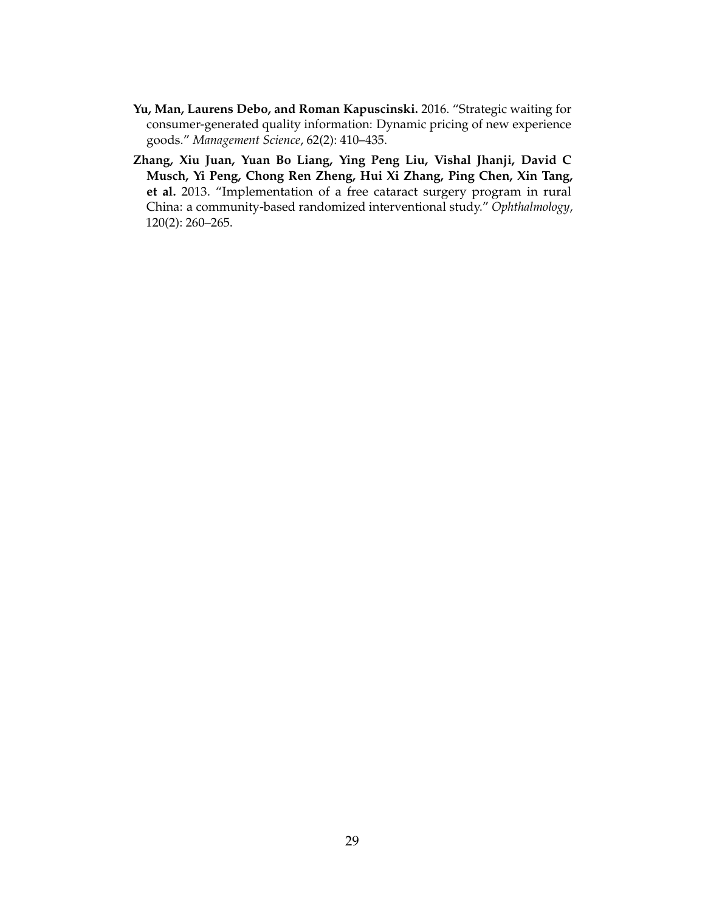**Yu, Man, Laurens Debo, and Roman Kapuscinski.** 2016. "Strategic waiting for consumer-generated quality information: Dynamic pricing of new experience goods." *Management Science*, 62(2): 410–435.

**Zhang, Xiu Juan, Yuan Bo Liang, Ying Peng Liu, Vishal Jhanji, David C Musch, Yi Peng, Chong Ren Zheng, Hui Xi Zhang, Ping Chen, Xin Tang, et al.** 2013. "Implementation of a free cataract surgery program in rural China: a community-based randomized interventional study." *Ophthalmology*, 120(2): 260–265.